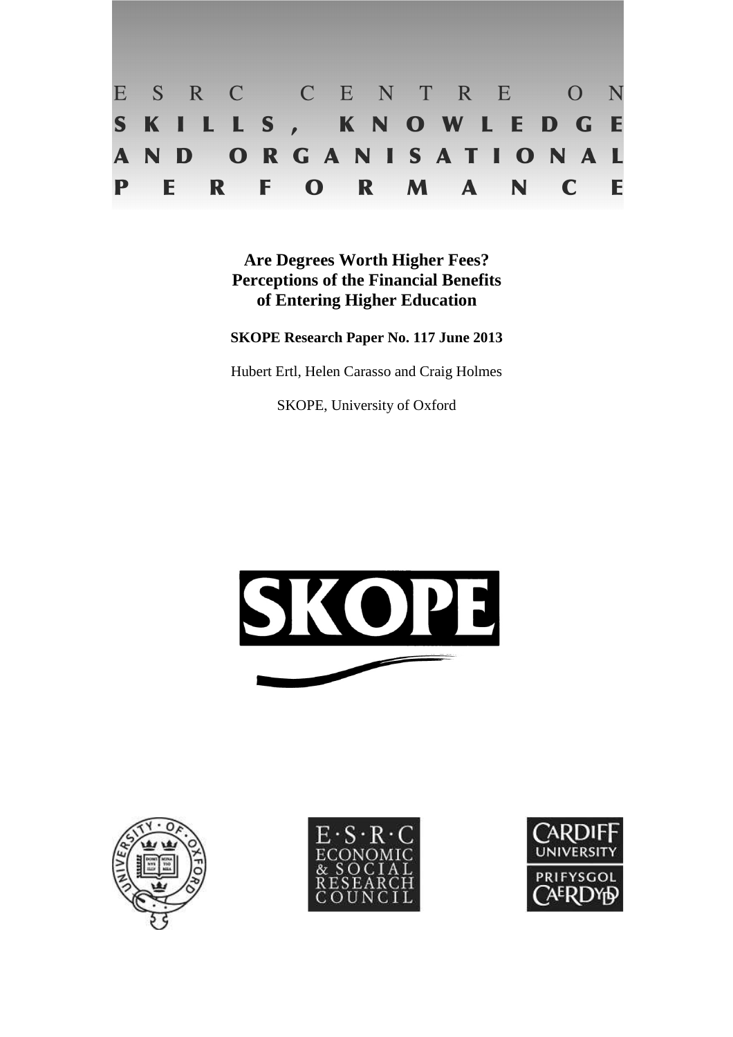ESRC CENTRE ON
SKILLS, KNOWLEDGE
AND ORGANISATIONAL
PERFORMANCE

# Are Degrees Worth Higher Fees? Perceptions of the Financial Benefits of Entering Higher Education

**SKOPE Research Paper No. 117 June 2013**

Hubert Ertl, Helen Carasso and Craig Holmes

SKOPE, University of Oxford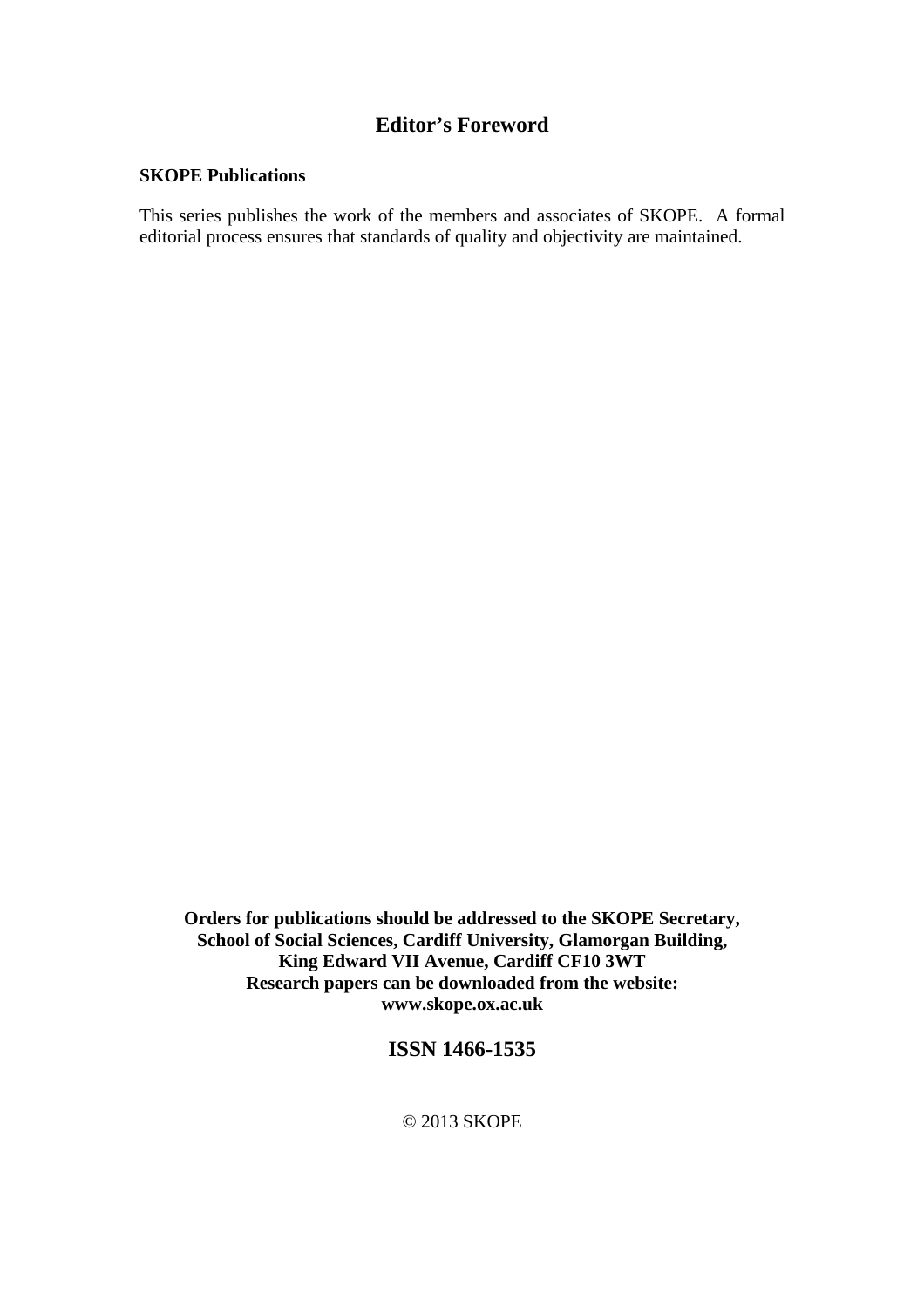# Editor's Foreword

**SKOPE Publications**

This series publishes the work of the members and associates of SKOPE. A formal editorial process ensures that standards of quality and objectivity are maintained.

**Orders for publications should be addressed to the SKOPE Secretary, School of Social Sciences, Cardiff University, Glamorgan Building, King Edward VII Avenue, Cardiff CF10 3WT**
**Research papers can be downloaded from the website: www.skope.ox.ac.uk**

**ISSN 1466-1535**

© 2013 SKOPE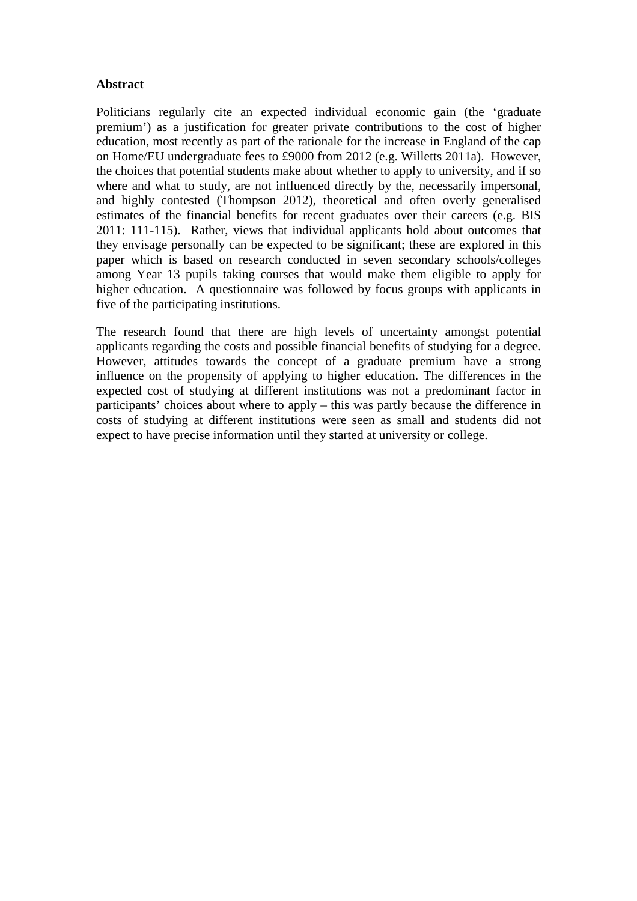## Abstract

Politicians regularly cite an expected individual economic gain (the 'graduate premium') as a justification for greater private contributions to the cost of higher education, most recently as part of the rationale for the increase in England of the cap on Home/EU undergraduate fees to £9000 from 2012 (e.g. Willetts 2011a). However, the choices that potential students make about whether to apply to university, and if so where and what to study, are not influenced directly by the, necessarily impersonal, and highly contested (Thompson 2012), theoretical and often overly generalised estimates of the financial benefits for recent graduates over their careers (e.g. BIS 2011: 111-115). Rather, views that individual applicants hold about outcomes that they envisage personally can be expected to be significant; these are explored in this paper which is based on research conducted in seven secondary schools/colleges among Year 13 pupils taking courses that would make them eligible to apply for higher education. A questionnaire was followed by focus groups with applicants in five of the participating institutions.

The research found that there are high levels of uncertainty amongst potential applicants regarding the costs and possible financial benefits of studying for a degree. However, attitudes towards the concept of a graduate premium have a strong influence on the propensity of applying to higher education. The differences in the expected cost of studying at different institutions was not a predominant factor in participants' choices about where to apply – this was partly because the difference in costs of studying at different institutions were seen as small and students did not expect to have precise information until they started at university or college.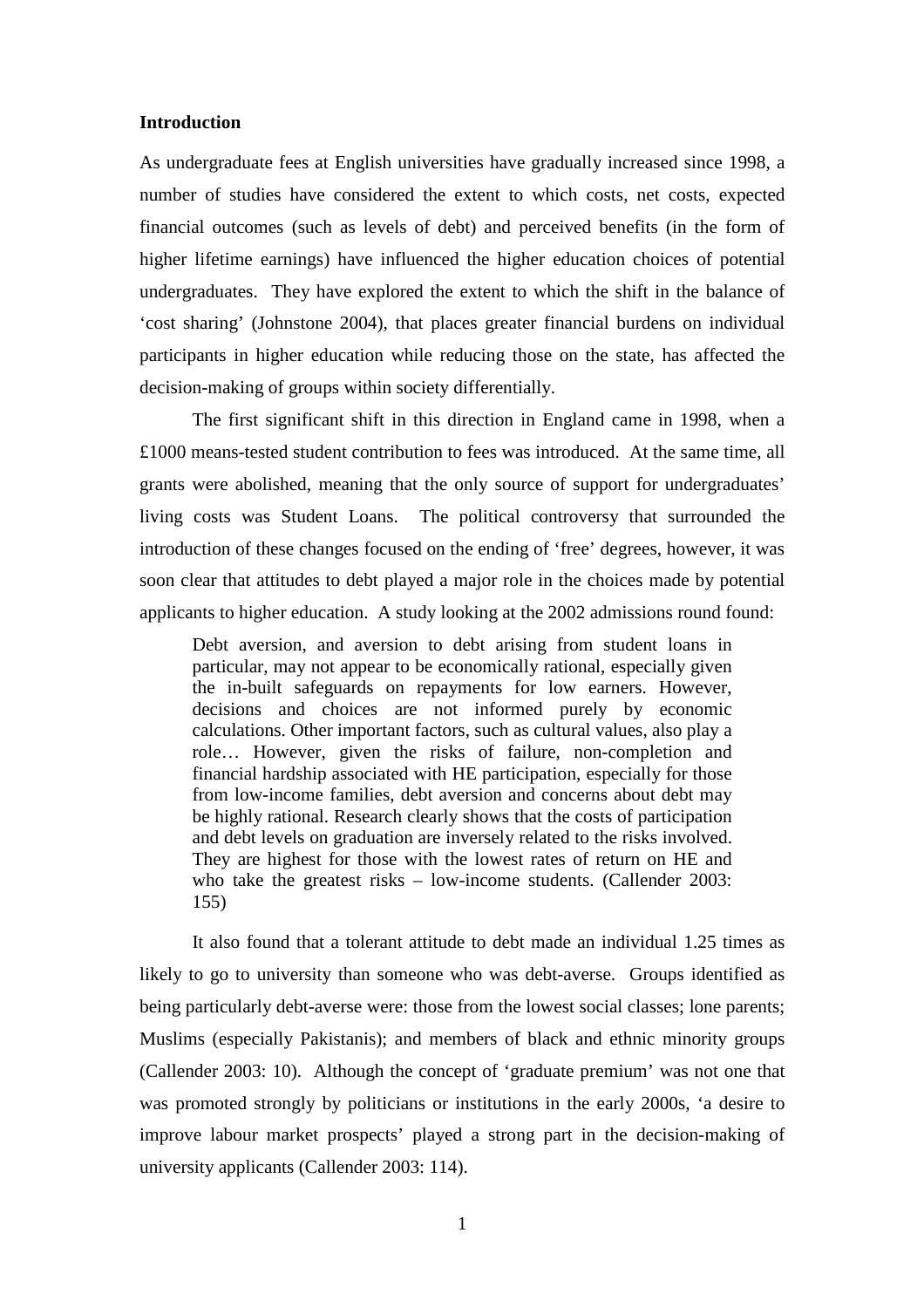## Introduction

As undergraduate fees at English universities have gradually increased since 1998, a number of studies have considered the extent to which costs, net costs, expected financial outcomes (such as levels of debt) and perceived benefits (in the form of higher lifetime earnings) have influenced the higher education choices of potential undergraduates. They have explored the extent to which the shift in the balance of 'cost sharing' (Johnstone 2004), that places greater financial burdens on individual participants in higher education while reducing those on the state, has affected the decision-making of groups within society differentially.

The first significant shift in this direction in England came in 1998, when a £1000 means-tested student contribution to fees was introduced. At the same time, all grants were abolished, meaning that the only source of support for undergraduates' living costs was Student Loans. The political controversy that surrounded the introduction of these changes focused on the ending of 'free' degrees, however, it was soon clear that attitudes to debt played a major role in the choices made by potential applicants to higher education. A study looking at the 2002 admissions round found:

> Debt aversion, and aversion to debt arising from student loans in particular, may not appear to be economically rational, especially given the in-built safeguards on repayments for low earners. However, decisions and choices are not informed purely by economic calculations. Other important factors, such as cultural values, also play a role… However, given the risks of failure, non-completion and financial hardship associated with HE participation, especially for those from low-income families, debt aversion and concerns about debt may be highly rational. Research clearly shows that the costs of participation and debt levels on graduation are inversely related to the risks involved. They are highest for those with the lowest rates of return on HE and who take the greatest risks – low-income students. (Callender 2003: 155)

It also found that a tolerant attitude to debt made an individual 1.25 times as likely to go to university than someone who was debt-averse. Groups identified as being particularly debt-averse were: those from the lowest social classes; lone parents; Muslims (especially Pakistanis); and members of black and ethnic minority groups (Callender 2003: 10). Although the concept of 'graduate premium' was not one that was promoted strongly by politicians or institutions in the early 2000s, 'a desire to improve labour market prospects' played a strong part in the decision-making of university applicants (Callender 2003: 114).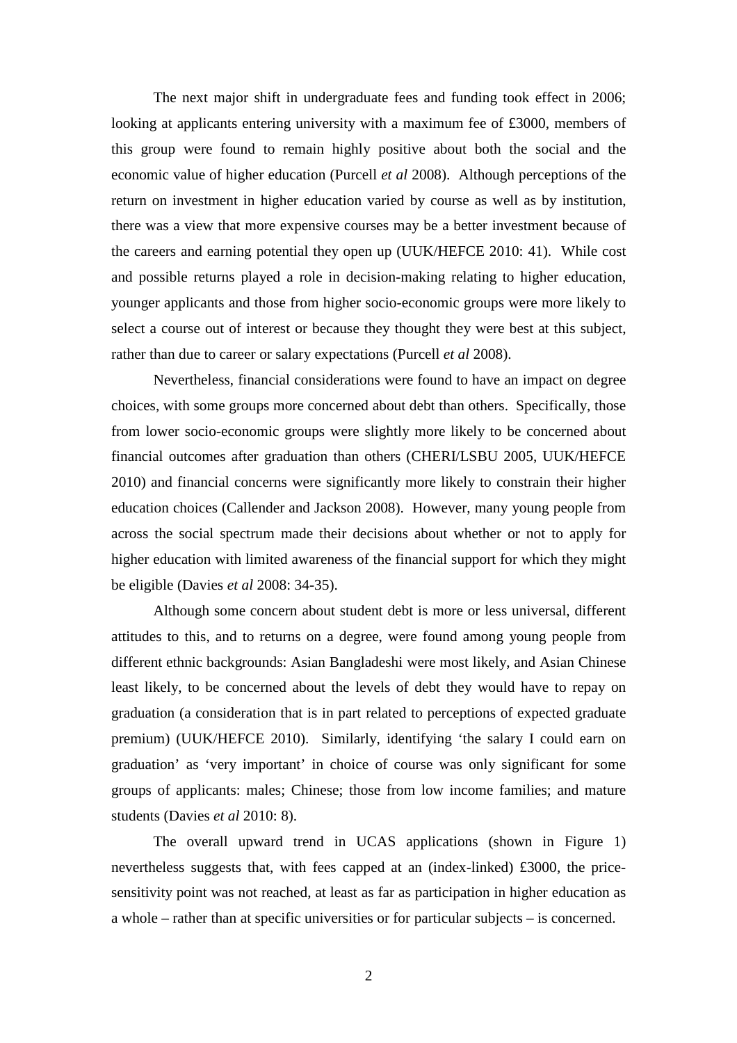The next major shift in undergraduate fees and funding took effect in 2006; looking at applicants entering university with a maximum fee of £3000, members of this group were found to remain highly positive about both the social and the economic value of higher education (Purcell *et al* 2008). Although perceptions of the return on investment in higher education varied by course as well as by institution, there was a view that more expensive courses may be a better investment because of the careers and earning potential they open up (UUK/HEFCE 2010: 41). While cost and possible returns played a role in decision-making relating to higher education, younger applicants and those from higher socio-economic groups were more likely to select a course out of interest or because they thought they were best at this subject, rather than due to career or salary expectations (Purcell *et al* 2008).

Nevertheless, financial considerations were found to have an impact on degree choices, with some groups more concerned about debt than others. Specifically, those from lower socio-economic groups were slightly more likely to be concerned about financial outcomes after graduation than others (CHERI/LSBU 2005, UUK/HEFCE 2010) and financial concerns were significantly more likely to constrain their higher education choices (Callender and Jackson 2008). However, many young people from across the social spectrum made their decisions about whether or not to apply for higher education with limited awareness of the financial support for which they might be eligible (Davies *et al* 2008: 34-35).

Although some concern about student debt is more or less universal, different attitudes to this, and to returns on a degree, were found among young people from different ethnic backgrounds: Asian Bangladeshi were most likely, and Asian Chinese least likely, to be concerned about the levels of debt they would have to repay on graduation (a consideration that is in part related to perceptions of expected graduate premium) (UUK/HEFCE 2010). Similarly, identifying 'the salary I could earn on graduation' as 'very important' in choice of course was only significant for some groups of applicants: males; Chinese; those from low income families; and mature students (Davies *et al* 2010: 8).

The overall upward trend in UCAS applications (shown in Figure 1) nevertheless suggests that, with fees capped at an (index-linked) £3000, the price-sensitivity point was not reached, at least as far as participation in higher education as a whole – rather than at specific universities or for particular subjects – is concerned.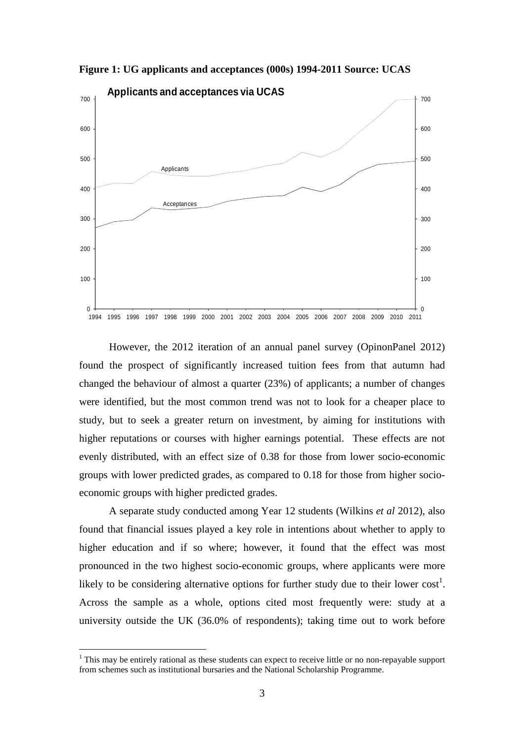**Figure 1: UG applicants and acceptances (000s) 1994-2011 Source: UCAS**

However, the 2012 iteration of an annual panel survey (OpinonPanel 2012) found the prospect of significantly increased tuition fees from that autumn had changed the behaviour of almost a quarter (23%) of applicants; a number of changes were identified, but the most common trend was not to look for a cheaper place to study, but to seek a greater return on investment, by aiming for institutions with higher reputations or courses with higher earnings potential. These effects are not evenly distributed, with an effect size of 0.38 for those from lower socio-economic groups with lower predicted grades, as compared to 0.18 for those from higher socio-economic groups with higher predicted grades.

A separate study conducted among Year 12 students (Wilkins *et al* 2012), also found that financial issues played a key role in intentions about whether to apply to higher education and if so where; however, it found that the effect was most pronounced in the two highest socio-economic groups, where applicants were more likely to be considering alternative options for further study due to their lower cost[1]. Across the sample as a whole, options cited most frequently were: study at a university outside the UK (36.0% of respondents); taking time out to work before

---

[1] This may be entirely rational as these students can expect to receive little or no non-repayable support from schemes such as institutional bursaries and the National Scholarship Programme.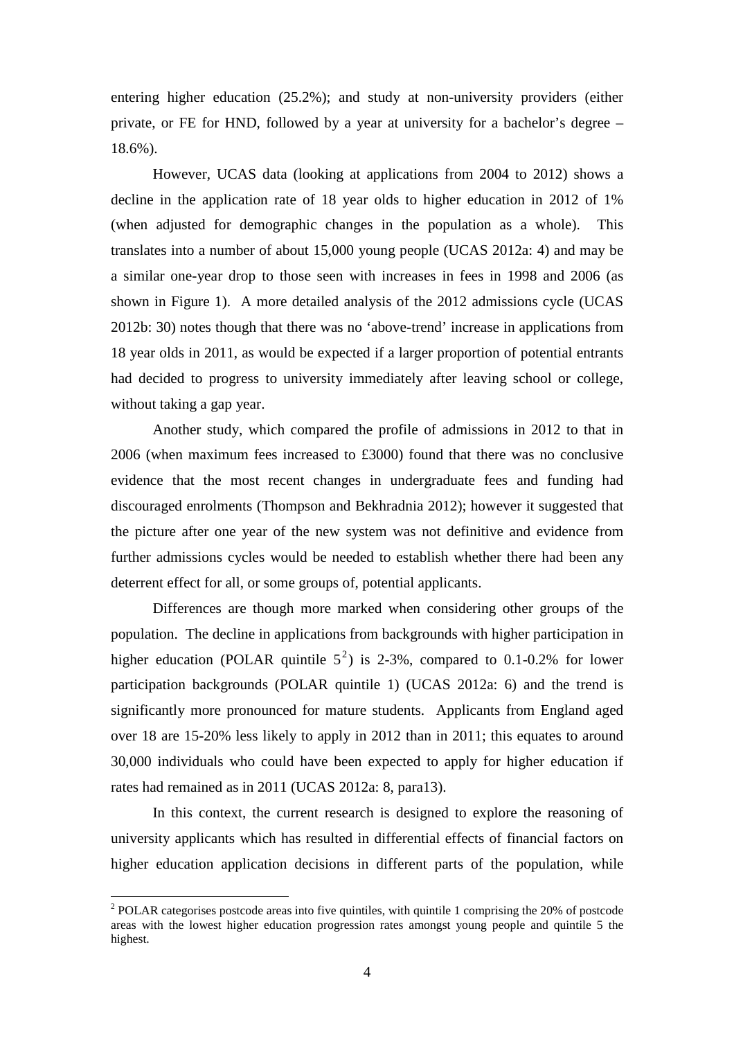entering higher education (25.2%); and study at non-university providers (either private, or FE for HND, followed by a year at university for a bachelor's degree – 18.6%).

However, UCAS data (looking at applications from 2004 to 2012) shows a decline in the application rate of 18 year olds to higher education in 2012 of 1% (when adjusted for demographic changes in the population as a whole). This translates into a number of about 15,000 young people (UCAS 2012a: 4) and may be a similar one-year drop to those seen with increases in fees in 1998 and 2006 (as shown in Figure 1). A more detailed analysis of the 2012 admissions cycle (UCAS 2012b: 30) notes though that there was no 'above-trend' increase in applications from 18 year olds in 2011, as would be expected if a larger proportion of potential entrants had decided to progress to university immediately after leaving school or college, without taking a gap year.

Another study, which compared the profile of admissions in 2012 to that in 2006 (when maximum fees increased to £3000) found that there was no conclusive evidence that the most recent changes in undergraduate fees and funding had discouraged enrolments (Thompson and Bekhradnia 2012); however it suggested that the picture after one year of the new system was not definitive and evidence from further admissions cycles would be needed to establish whether there had been any deterrent effect for all, or some groups of, potential applicants.

Differences are though more marked when considering other groups of the population. The decline in applications from backgrounds with higher participation in higher education (POLAR quintile 5[2]) is 2-3%, compared to 0.1-0.2% for lower participation backgrounds (POLAR quintile 1) (UCAS 2012a: 6) and the trend is significantly more pronounced for mature students. Applicants from England aged over 18 are 15-20% less likely to apply in 2012 than in 2011; this equates to around 30,000 individuals who could have been expected to apply for higher education if rates had remained as in 2011 (UCAS 2012a: 8, para13).

In this context, the current research is designed to explore the reasoning of university applicants which has resulted in differential effects of financial factors on higher education application decisions in different parts of the population, while

[2] POLAR categorises postcode areas into five quintiles, with quintile 1 comprising the 20% of postcode areas with the lowest higher education progression rates amongst young people and quintile 5 the highest.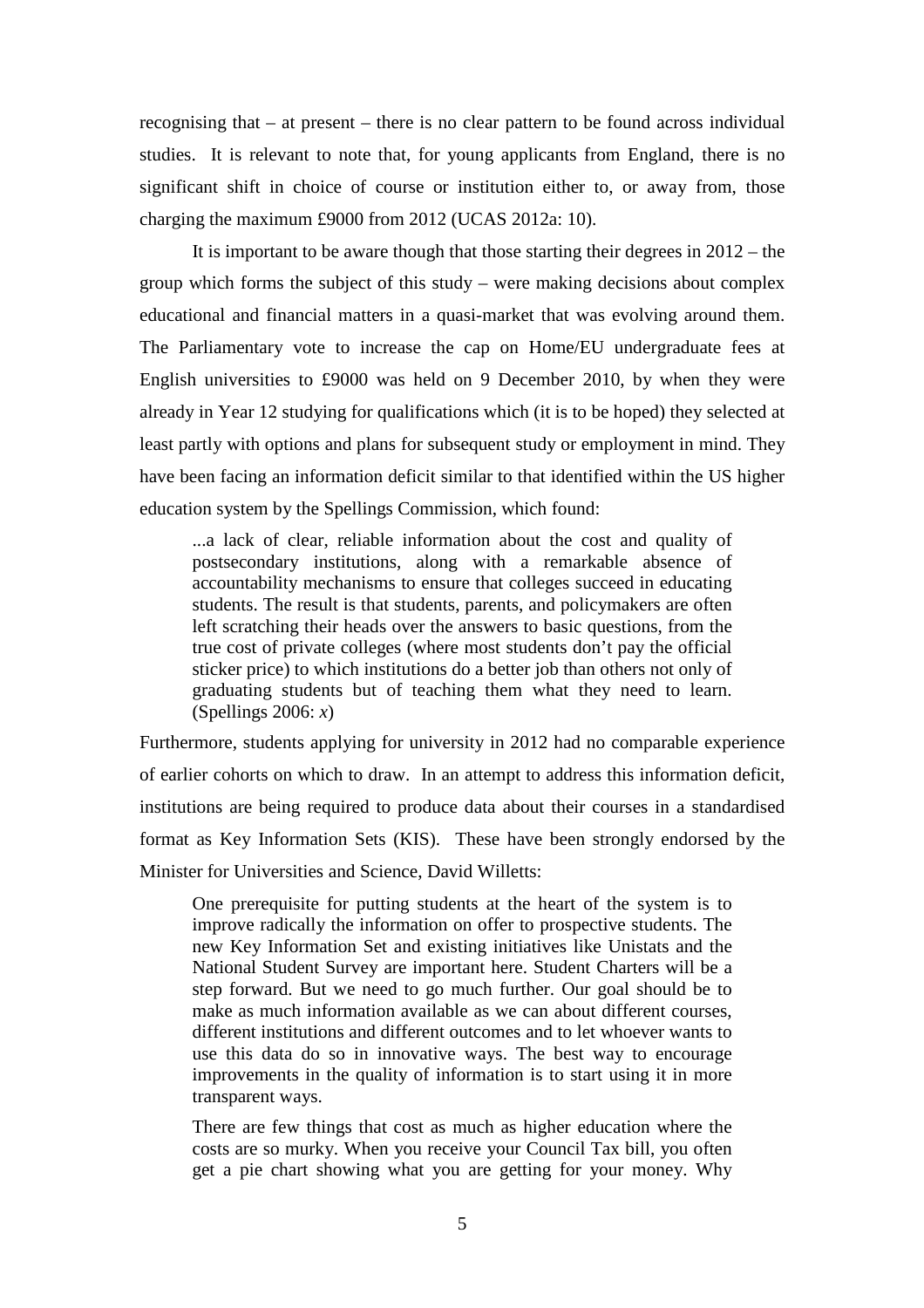recognising that – at present – there is no clear pattern to be found across individual studies. It is relevant to note that, for young applicants from England, there is no significant shift in choice of course or institution either to, or away from, those charging the maximum £9000 from 2012 (UCAS 2012a: 10).

It is important to be aware though that those starting their degrees in 2012 – the group which forms the subject of this study – were making decisions about complex educational and financial matters in a quasi-market that was evolving around them. The Parliamentary vote to increase the cap on Home/EU undergraduate fees at English universities to £9000 was held on 9 December 2010, by when they were already in Year 12 studying for qualifications which (it is to be hoped) they selected at least partly with options and plans for subsequent study or employment in mind. They have been facing an information deficit similar to that identified within the US higher education system by the Spellings Commission, which found:

> ...a lack of clear, reliable information about the cost and quality of postsecondary institutions, along with a remarkable absence of accountability mechanisms to ensure that colleges succeed in educating students. The result is that students, parents, and policymakers are often left scratching their heads over the answers to basic questions, from the true cost of private colleges (where most students don't pay the official sticker price) to which institutions do a better job than others not only of graduating students but of teaching them what they need to learn. (Spellings 2006: *x*)

Furthermore, students applying for university in 2012 had no comparable experience of earlier cohorts on which to draw. In an attempt to address this information deficit, institutions are being required to produce data about their courses in a standardised format as Key Information Sets (KIS). These have been strongly endorsed by the Minister for Universities and Science, David Willetts:

> One prerequisite for putting students at the heart of the system is to improve radically the information on offer to prospective students. The new Key Information Set and existing initiatives like Unistats and the National Student Survey are important here. Student Charters will be a step forward. But we need to go much further. Our goal should be to make as much information available as we can about different courses, different institutions and different outcomes and to let whoever wants to use this data do so in innovative ways. The best way to encourage improvements in the quality of information is to start using it in more transparent ways.
>
> There are few things that cost as much as higher education where the costs are so murky. When you receive your Council Tax bill, you often get a pie chart showing what you are getting for your money. Why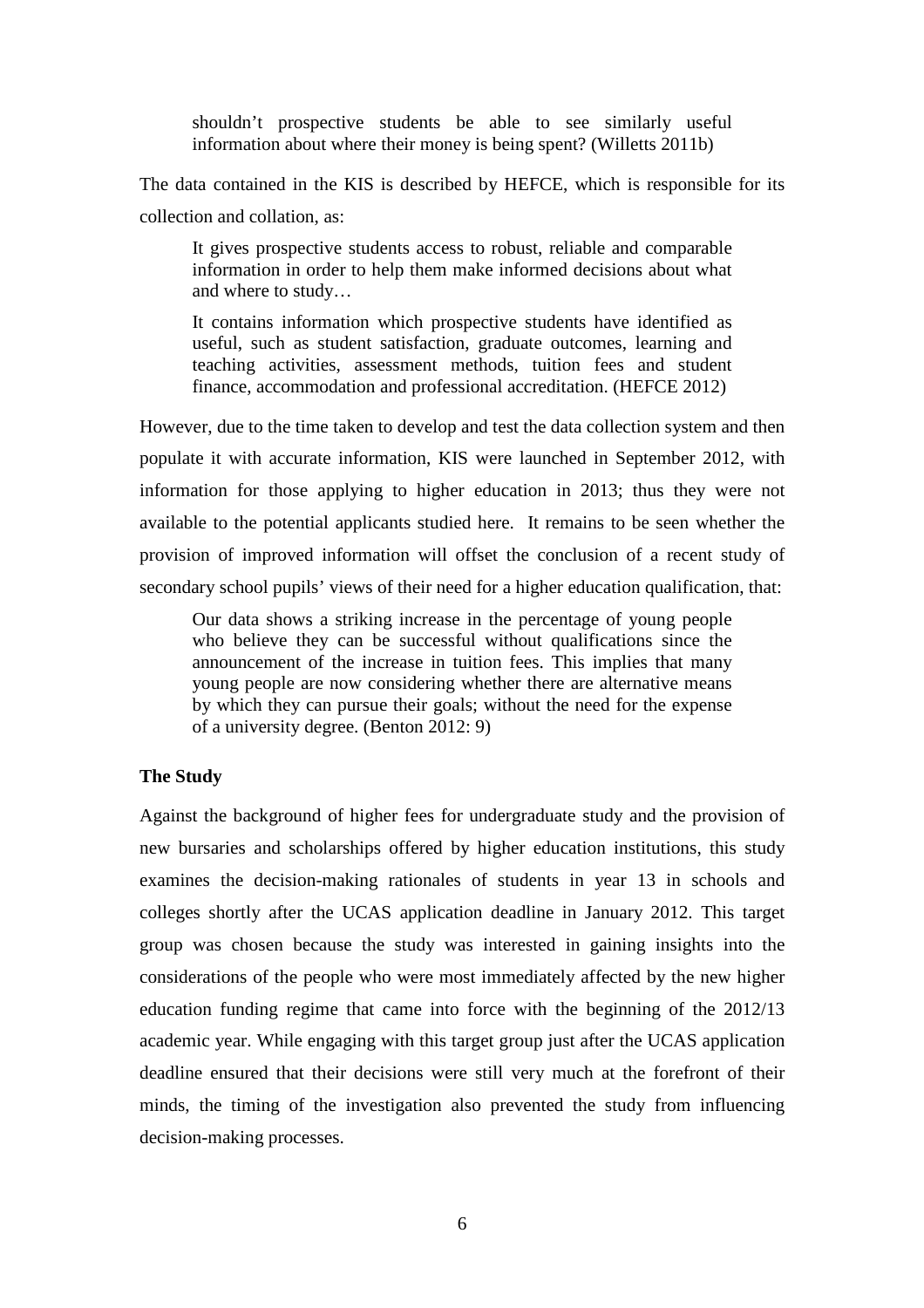> shouldn't prospective students be able to see similarly useful information about where their money is being spent? (Willetts 2011b)

The data contained in the KIS is described by HEFCE, which is responsible for its collection and collation, as:

> It gives prospective students access to robust, reliable and comparable information in order to help them make informed decisions about what and where to study…
>
> It contains information which prospective students have identified as useful, such as student satisfaction, graduate outcomes, learning and teaching activities, assessment methods, tuition fees and student finance, accommodation and professional accreditation. (HEFCE 2012)

However, due to the time taken to develop and test the data collection system and then populate it with accurate information, KIS were launched in September 2012, with information for those applying to higher education in 2013; thus they were not available to the potential applicants studied here. It remains to be seen whether the provision of improved information will offset the conclusion of a recent study of secondary school pupils' views of their need for a higher education qualification, that:

> Our data shows a striking increase in the percentage of young people who believe they can be successful without qualifications since the announcement of the increase in tuition fees. This implies that many young people are now considering whether there are alternative means by which they can pursue their goals; without the need for the expense of a university degree. (Benton 2012: 9)

**The Study**

Against the background of higher fees for undergraduate study and the provision of new bursaries and scholarships offered by higher education institutions, this study examines the decision-making rationales of students in year 13 in schools and colleges shortly after the UCAS application deadline in January 2012. This target group was chosen because the study was interested in gaining insights into the considerations of the people who were most immediately affected by the new higher education funding regime that came into force with the beginning of the 2012/13 academic year. While engaging with this target group just after the UCAS application deadline ensured that their decisions were still very much at the forefront of their minds, the timing of the investigation also prevented the study from influencing decision-making processes.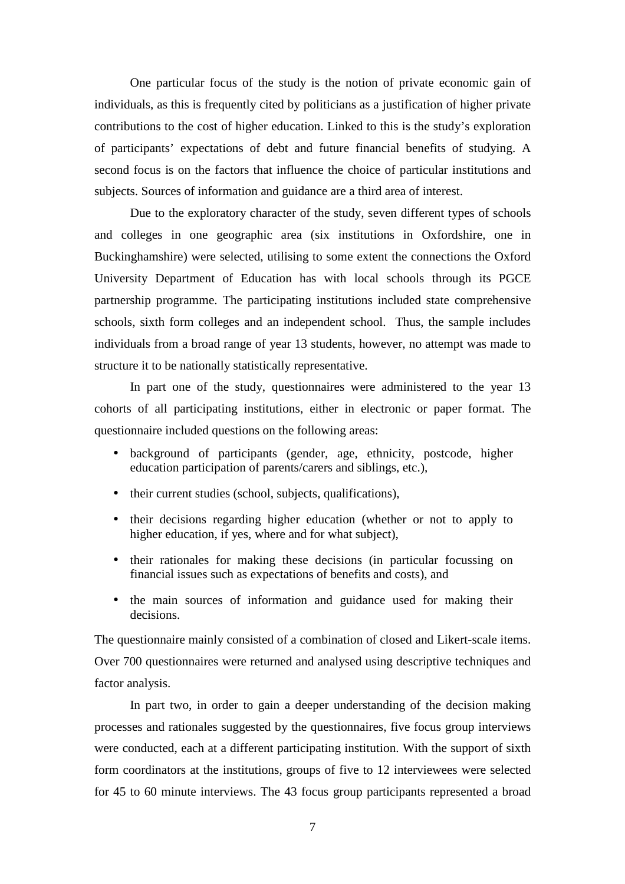One particular focus of the study is the notion of private economic gain of individuals, as this is frequently cited by politicians as a justification of higher private contributions to the cost of higher education. Linked to this is the study's exploration of participants' expectations of debt and future financial benefits of studying. A second focus is on the factors that influence the choice of particular institutions and subjects. Sources of information and guidance are a third area of interest.

Due to the exploratory character of the study, seven different types of schools and colleges in one geographic area (six institutions in Oxfordshire, one in Buckinghamshire) were selected, utilising to some extent the connections the Oxford University Department of Education has with local schools through its PGCE partnership programme. The participating institutions included state comprehensive schools, sixth form colleges and an independent school. Thus, the sample includes individuals from a broad range of year 13 students, however, no attempt was made to structure it to be nationally statistically representative.

In part one of the study, questionnaires were administered to the year 13 cohorts of all participating institutions, either in electronic or paper format. The questionnaire included questions on the following areas:

- background of participants (gender, age, ethnicity, postcode, higher education participation of parents/carers and siblings, etc.),
- their current studies (school, subjects, qualifications),
- their decisions regarding higher education (whether or not to apply to higher education, if yes, where and for what subject),
- their rationales for making these decisions (in particular focussing on financial issues such as expectations of benefits and costs), and
- the main sources of information and guidance used for making their decisions.

The questionnaire mainly consisted of a combination of closed and Likert-scale items. Over 700 questionnaires were returned and analysed using descriptive techniques and factor analysis.

In part two, in order to gain a deeper understanding of the decision making processes and rationales suggested by the questionnaires, five focus group interviews were conducted, each at a different participating institution. With the support of sixth form coordinators at the institutions, groups of five to 12 interviewees were selected for 45 to 60 minute interviews. The 43 focus group participants represented a broad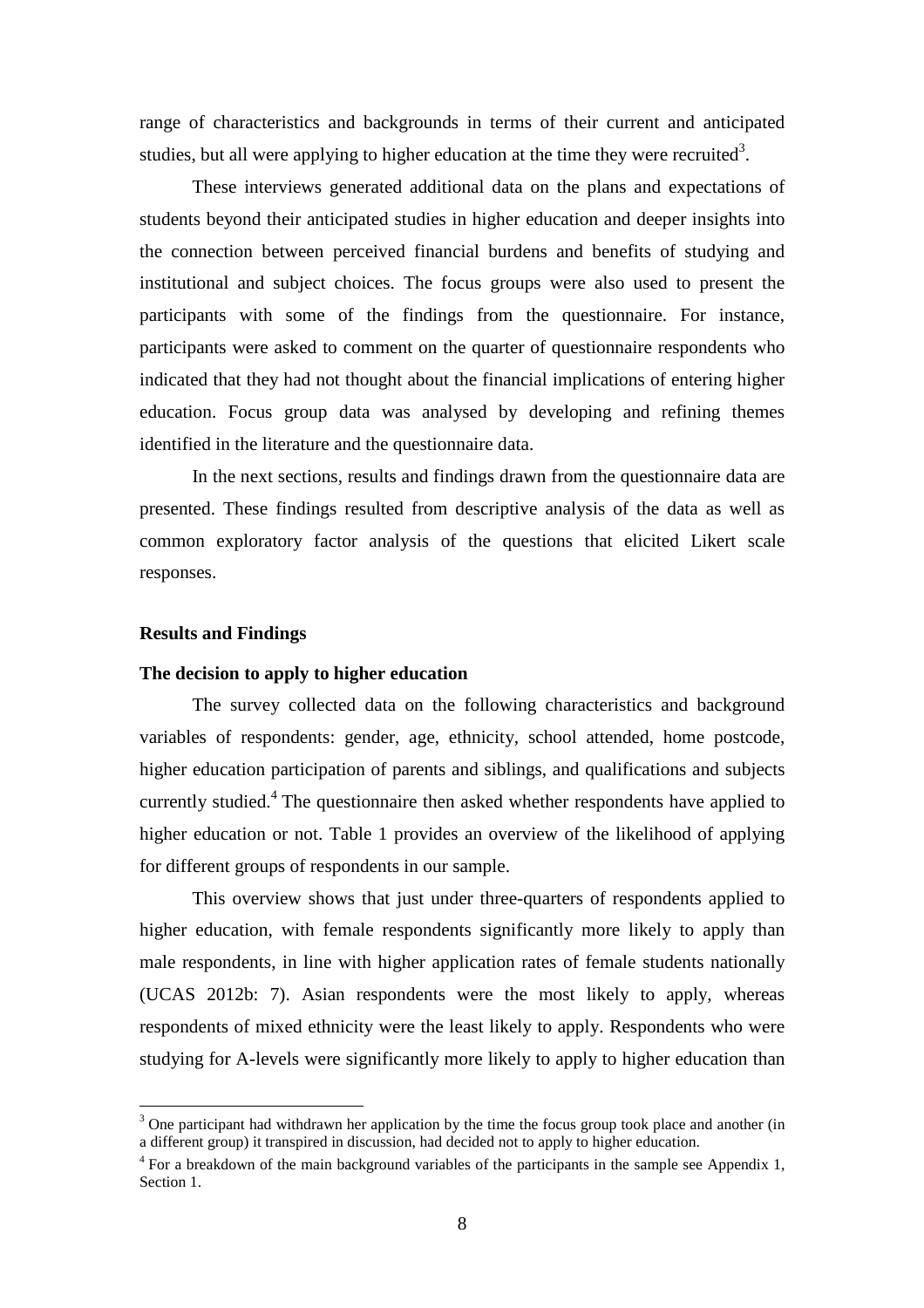range of characteristics and backgrounds in terms of their current and anticipated studies, but all were applying to higher education at the time they were recruited[3].

These interviews generated additional data on the plans and expectations of students beyond their anticipated studies in higher education and deeper insights into the connection between perceived financial burdens and benefits of studying and institutional and subject choices. The focus groups were also used to present the participants with some of the findings from the questionnaire. For instance, participants were asked to comment on the quarter of questionnaire respondents who indicated that they had not thought about the financial implications of entering higher education. Focus group data was analysed by developing and refining themes identified in the literature and the questionnaire data.

In the next sections, results and findings drawn from the questionnaire data are presented. These findings resulted from descriptive analysis of the data as well as common exploratory factor analysis of the questions that elicited Likert scale responses.

## Results and Findings

### The decision to apply to higher education

The survey collected data on the following characteristics and background variables of respondents: gender, age, ethnicity, school attended, home postcode, higher education participation of parents and siblings, and qualifications and subjects currently studied.[4] The questionnaire then asked whether respondents have applied to higher education or not. Table 1 provides an overview of the likelihood of applying for different groups of respondents in our sample.

This overview shows that just under three-quarters of respondents applied to higher education, with female respondents significantly more likely to apply than male respondents, in line with higher application rates of female students nationally (UCAS 2012b: 7). Asian respondents were the most likely to apply, whereas respondents of mixed ethnicity were the least likely to apply. Respondents who were studying for A-levels were significantly more likely to apply to higher education than

---

[3] One participant had withdrawn her application by the time the focus group took place and another (in a different group) it transpired in discussion, had decided not to apply to higher education.

[4] For a breakdown of the main background variables of the participants in the sample see Appendix 1, Section 1.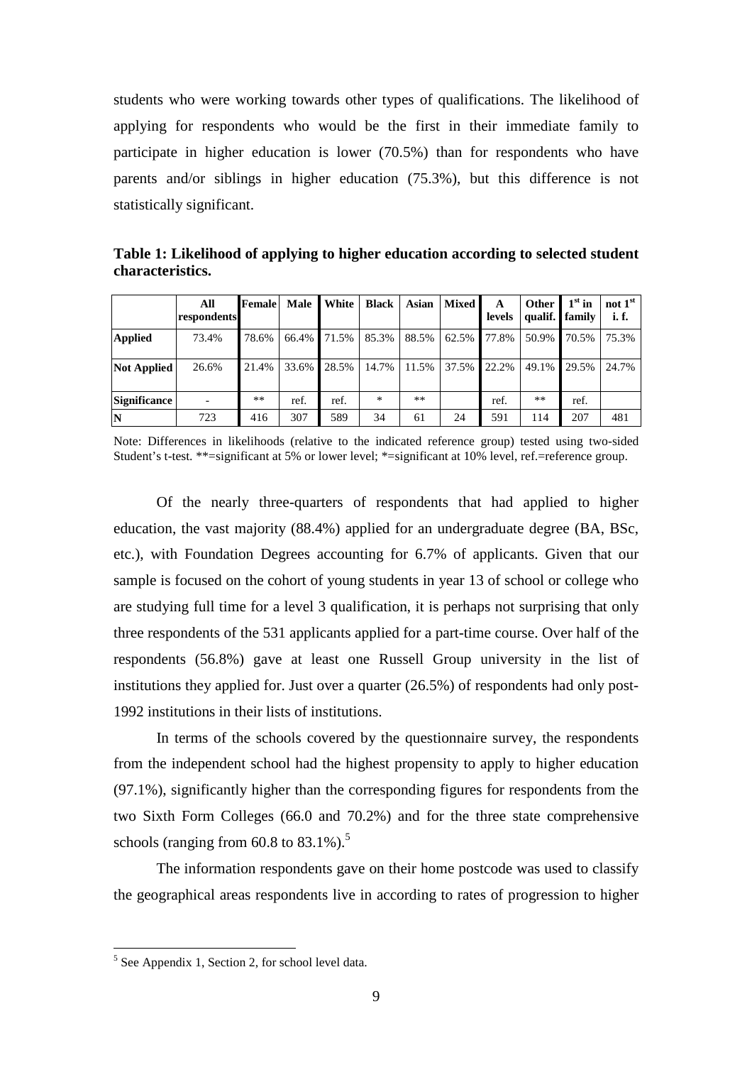students who were working towards other types of qualifications. The likelihood of applying for respondents who would be the first in their immediate family to participate in higher education is lower (70.5%) than for respondents who have parents and/or siblings in higher education (75.3%), but this difference is not statistically significant.

**Table 1: Likelihood of applying to higher education according to selected student characteristics.**

| | All respondents | Female | Male | White | Black | Asian | Mixed | A levels | Other qualif. | 1st in family | not 1st i. f. |
|---|---|---|---|---|---|---|---|---|---|---|---|
| **Applied** | 73.4% | 78.6% | 66.4% | 71.5% | 85.3% | 88.5% | 62.5% | 77.8% | 50.9% | 70.5% | 75.3% |
| **Not Applied** | 26.6% | 21.4% | 33.6% | 28.5% | 14.7% | 11.5% | 37.5% | 22.2% | 49.1% | 29.5% | 24.7% |
| **Significance** | - | ** | ref. | ref. | * | ** | | ref. | ** | ref. | |
| **N** | 723 | 416 | 307 | 589 | 34 | 61 | 24 | 591 | 114 | 207 | 481 |

Note: Differences in likelihoods (relative to the indicated reference group) tested using two-sided Student's t-test. **=significant at 5% or lower level; *=significant at 10% level, ref.=reference group.

Of the nearly three-quarters of respondents that had applied to higher education, the vast majority (88.4%) applied for an undergraduate degree (BA, BSc, etc.), with Foundation Degrees accounting for 6.7% of applicants. Given that our sample is focused on the cohort of young students in year 13 of school or college who are studying full time for a level 3 qualification, it is perhaps not surprising that only three respondents of the 531 applicants applied for a part-time course. Over half of the respondents (56.8%) gave at least one Russell Group university in the list of institutions they applied for. Just over a quarter (26.5%) of respondents had only post-1992 institutions in their lists of institutions.

In terms of the schools covered by the questionnaire survey, the respondents from the independent school had the highest propensity to apply to higher education (97.1%), significantly higher than the corresponding figures for respondents from the two Sixth Form Colleges (66.0 and 70.2%) and for the three state comprehensive schools (ranging from 60.8 to 83.1%).[5]

The information respondents gave on their home postcode was used to classify the geographical areas respondents live in according to rates of progression to higher

[5] See Appendix 1, Section 2, for school level data.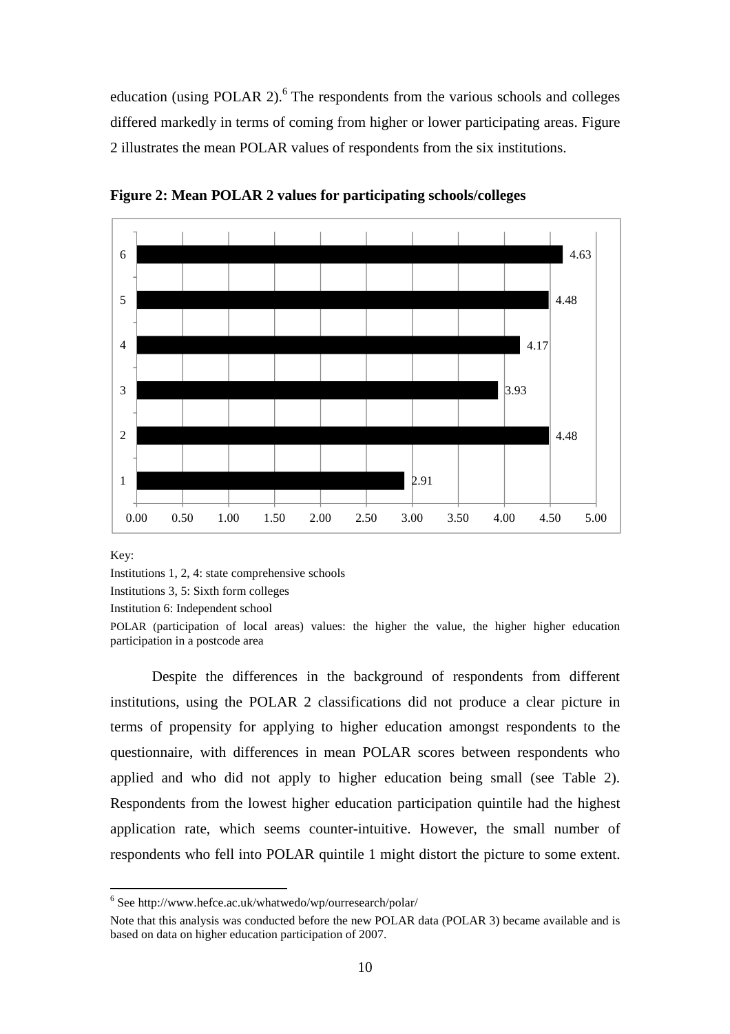education (using POLAR 2).[6] The respondents from the various schools and colleges differed markedly in terms of coming from higher or lower participating areas. Figure 2 illustrates the mean POLAR values of respondents from the six institutions.

**Figure 2: Mean POLAR 2 values for participating schools/colleges**

| Institution | Mean POLAR 2 value |
|---|---|
| 6 | 4.63 |
| 5 | 4.48 |
| 4 | 4.17 |
| 3 | 3.93 |
| 2 | 4.48 |
| 1 | 2.91 |

Key:

Institutions 1, 2, 4: state comprehensive schools

Institutions 3, 5: Sixth form colleges

Institution 6: Independent school

POLAR (participation of local areas) values: the higher the value, the higher higher education participation in a postcode area

Despite the differences in the background of respondents from different institutions, using the POLAR 2 classifications did not produce a clear picture in terms of propensity for applying to higher education amongst respondents to the questionnaire, with differences in mean POLAR scores between respondents who applied and who did not apply to higher education being small (see Table 2). Respondents from the lowest higher education participation quintile had the highest application rate, which seems counter-intuitive. However, the small number of respondents who fell into POLAR quintile 1 might distort the picture to some extent.

---

[6] See http://www.hefce.ac.uk/whatwedo/wp/ourresearch/polar/

Note that this analysis was conducted before the new POLAR data (POLAR 3) became available and is based on data on higher education participation of 2007.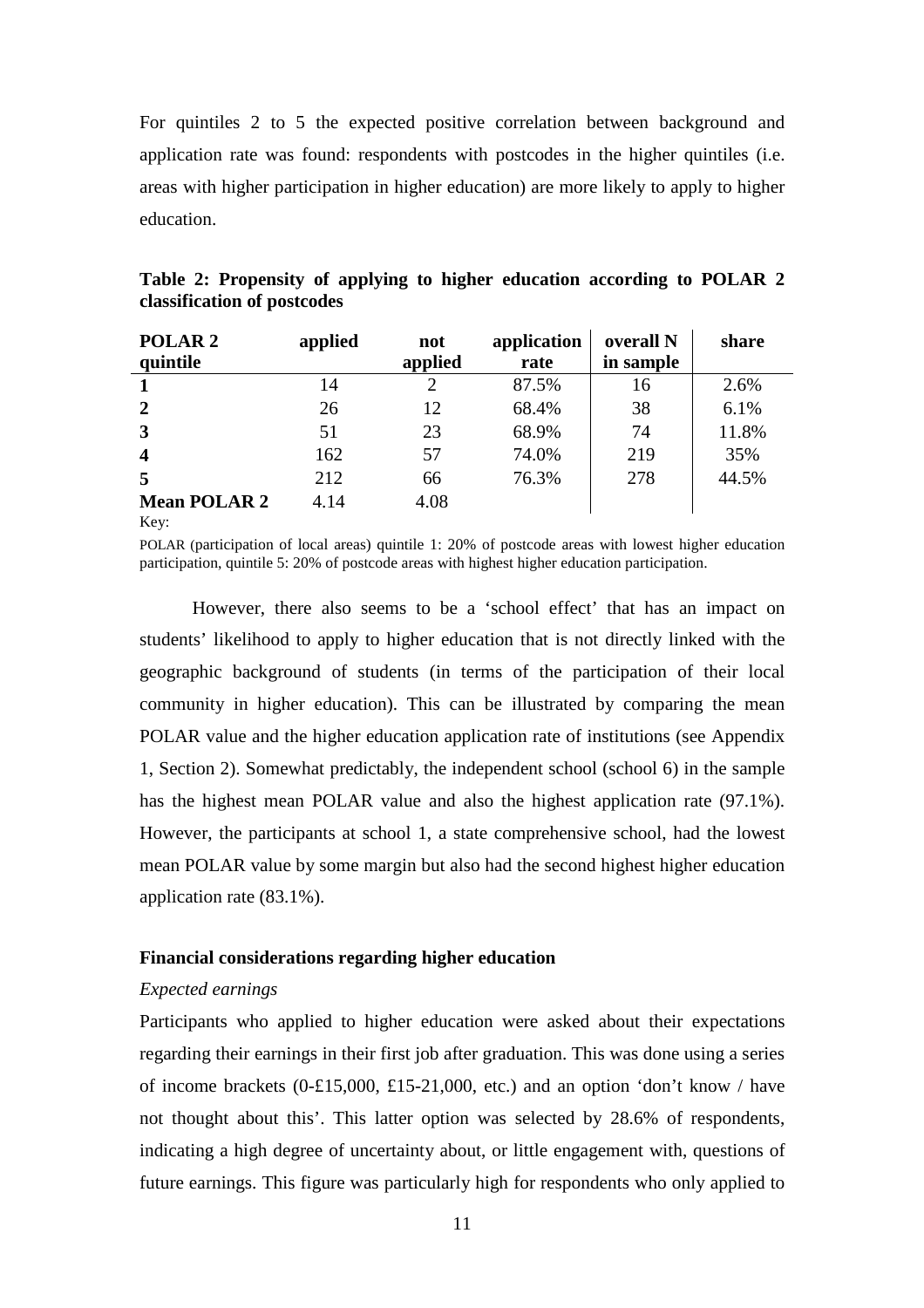For quintiles 2 to 5 the expected positive correlation between background and application rate was found: respondents with postcodes in the higher quintiles (i.e. areas with higher participation in higher education) are more likely to apply to higher education.

**Table 2: Propensity of applying to higher education according to POLAR 2 classification of postcodes**

| POLAR 2 quintile | applied | not applied | application rate | overall N in sample | share |
|---|---|---|---|---|---|
| **1** | 14 | 2 | 87.5% | 16 | 2.6% |
| **2** | 26 | 12 | 68.4% | 38 | 6.1% |
| **3** | 51 | 23 | 68.9% | 74 | 11.8% |
| **4** | 162 | 57 | 74.0% | 219 | 35% |
| **5** | 212 | 66 | 76.3% | 278 | 44.5% |
| **Mean POLAR 2** | 4.14 | 4.08 | | | |

Key:

POLAR (participation of local areas) quintile 1: 20% of postcode areas with lowest higher education participation, quintile 5: 20% of postcode areas with highest higher education participation.

However, there also seems to be a 'school effect' that has an impact on students' likelihood to apply to higher education that is not directly linked with the geographic background of students (in terms of the participation of their local community in higher education). This can be illustrated by comparing the mean POLAR value and the higher education application rate of institutions (see Appendix 1, Section 2). Somewhat predictably, the independent school (school 6) in the sample has the highest mean POLAR value and also the highest application rate (97.1%). However, the participants at school 1, a state comprehensive school, had the lowest mean POLAR value by some margin but also had the second highest higher education application rate (83.1%).

**Financial considerations regarding higher education**

*Expected earnings*

Participants who applied to higher education were asked about their expectations regarding their earnings in their first job after graduation. This was done using a series of income brackets (0-£15,000, £15-21,000, etc.) and an option 'don't know / have not thought about this'. This latter option was selected by 28.6% of respondents, indicating a high degree of uncertainty about, or little engagement with, questions of future earnings. This figure was particularly high for respondents who only applied to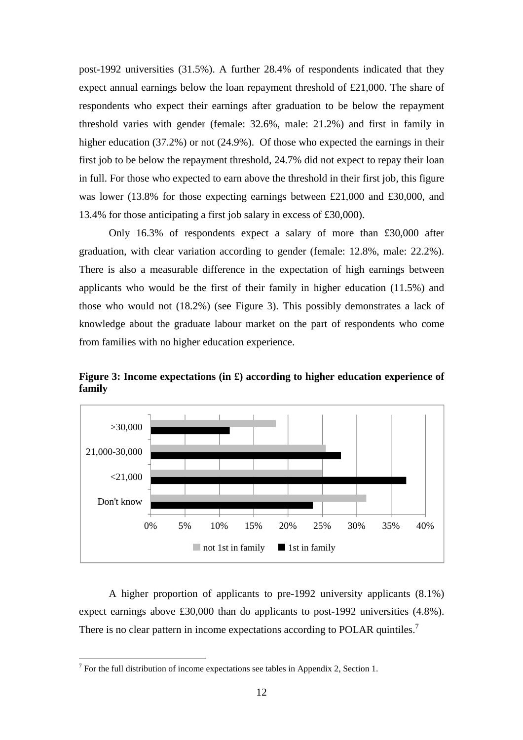post-1992 universities (31.5%). A further 28.4% of respondents indicated that they expect annual earnings below the loan repayment threshold of £21,000. The share of respondents who expect their earnings after graduation to be below the repayment threshold varies with gender (female: 32.6%, male: 21.2%) and first in family in higher education (37.2%) or not (24.9%). Of those who expected the earnings in their first job to be below the repayment threshold, 24.7% did not expect to repay their loan in full. For those who expected to earn above the threshold in their first job, this figure was lower (13.8% for those expecting earnings between £21,000 and £30,000, and 13.4% for those anticipating a first job salary in excess of £30,000).

Only 16.3% of respondents expect a salary of more than £30,000 after graduation, with clear variation according to gender (female: 12.8%, male: 22.2%). There is also a measurable difference in the expectation of high earnings between applicants who would be the first of their family in higher education (11.5%) and those who would not (18.2%) (see Figure 3). This possibly demonstrates a lack of knowledge about the graduate labour market on the part of respondents who come from families with no higher education experience.

**Figure 3: Income expectations (in £) according to higher education experience of family**

| Income expectation | not 1st in family | 1st in family |
|---|---|---|
| >30,000 | ~18% | ~11.5% |
| 21,000-30,000 | ~25.5% | ~27.5% |
| <21,000 | ~25% | ~37% |
| Don't know | ~31.5% | ~23.5% |

A higher proportion of applicants to pre-1992 university applicants (8.1%) expect earnings above £30,000 than do applicants to post-1992 universities (4.8%). There is no clear pattern in income expectations according to POLAR quintiles.[7]

[7] For the full distribution of income expectations see tables in Appendix 2, Section 1.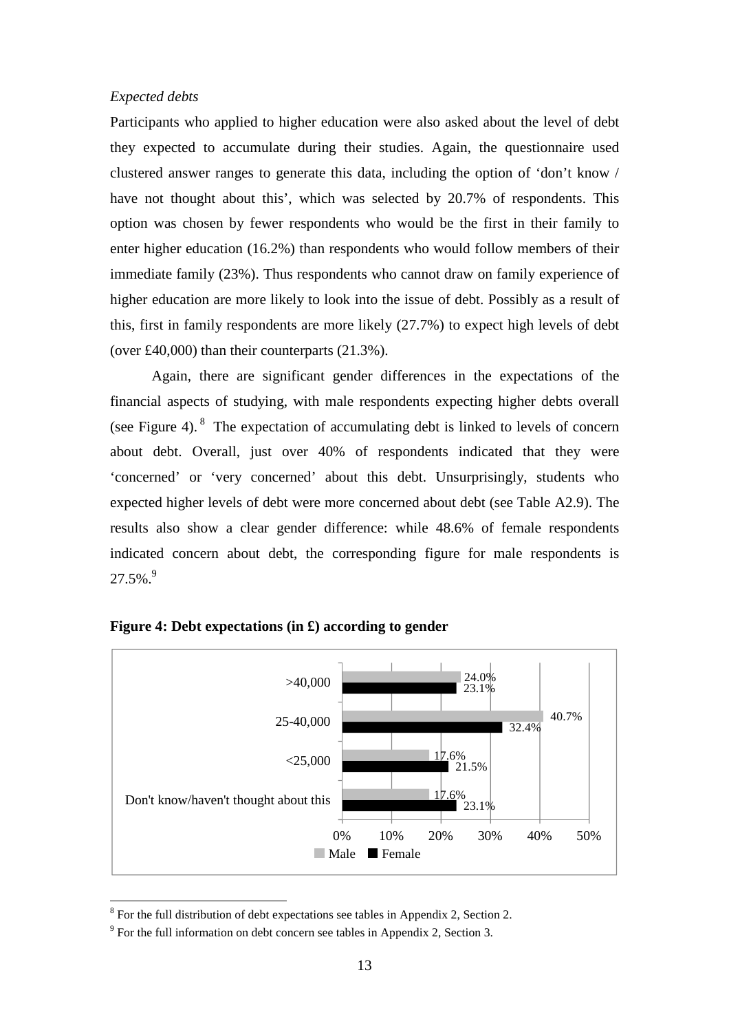*Expected debts*

Participants who applied to higher education were also asked about the level of debt they expected to accumulate during their studies. Again, the questionnaire used clustered answer ranges to generate this data, including the option of 'don't know / have not thought about this', which was selected by 20.7% of respondents. This option was chosen by fewer respondents who would be the first in their family to enter higher education (16.2%) than respondents who would follow members of their immediate family (23%). Thus respondents who cannot draw on family experience of higher education are more likely to look into the issue of debt. Possibly as a result of this, first in family respondents are more likely (27.7%) to expect high levels of debt (over £40,000) than their counterparts (21.3%).

Again, there are significant gender differences in the expectations of the financial aspects of studying, with male respondents expecting higher debts overall (see Figure 4).[8] The expectation of accumulating debt is linked to levels of concern about debt. Overall, just over 40% of respondents indicated that they were 'concerned' or 'very concerned' about this debt. Unsurprisingly, students who expected higher levels of debt were more concerned about debt (see Table A2.9). The results also show a clear gender difference: while 48.6% of female respondents indicated concern about debt, the corresponding figure for male respondents is 27.5%.[9]

**Figure 4: Debt expectations (in £) according to gender**

| | Male | Female |
|---|---|---|
| >40,000 | 24.0% | 23.1% |
| 25-40,000 | 40.7% | 32.4% |
| <25,000 | 17.6% | 21.5% |
| Don't know/haven't thought about this | 17.6% | 23.1% |

[8] For the full distribution of debt expectations see tables in Appendix 2, Section 2.

[9] For the full information on debt concern see tables in Appendix 2, Section 3.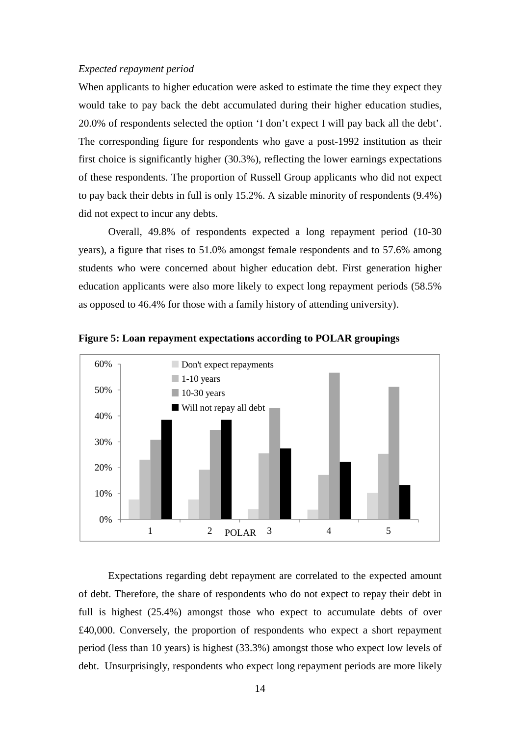*Expected repayment period*

When applicants to higher education were asked to estimate the time they expect they would take to pay back the debt accumulated during their higher education studies, 20.0% of respondents selected the option 'I don't expect I will pay back all the debt'. The corresponding figure for respondents who gave a post-1992 institution as their first choice is significantly higher (30.3%), reflecting the lower earnings expectations of these respondents. The proportion of Russell Group applicants who did not expect to pay back their debts in full is only 15.2%. A sizable minority of respondents (9.4%) did not expect to incur any debts.

Overall, 49.8% of respondents expected a long repayment period (10-30 years), a figure that rises to 51.0% amongst female respondents and to 57.6% among students who were concerned about higher education debt. First generation higher education applicants were also more likely to expect long repayment periods (58.5% as opposed to 46.4% for those with a family history of attending university).

**Figure 5: Loan repayment expectations according to POLAR groupings**

Expectations regarding debt repayment are correlated to the expected amount of debt. Therefore, the share of respondents who do not expect to repay their debt in full is highest (25.4%) amongst those who expect to accumulate debts of over £40,000. Conversely, the proportion of respondents who expect a short repayment period (less than 10 years) is highest (33.3%) amongst those who expect low levels of debt. Unsurprisingly, respondents who expect long repayment periods are more likely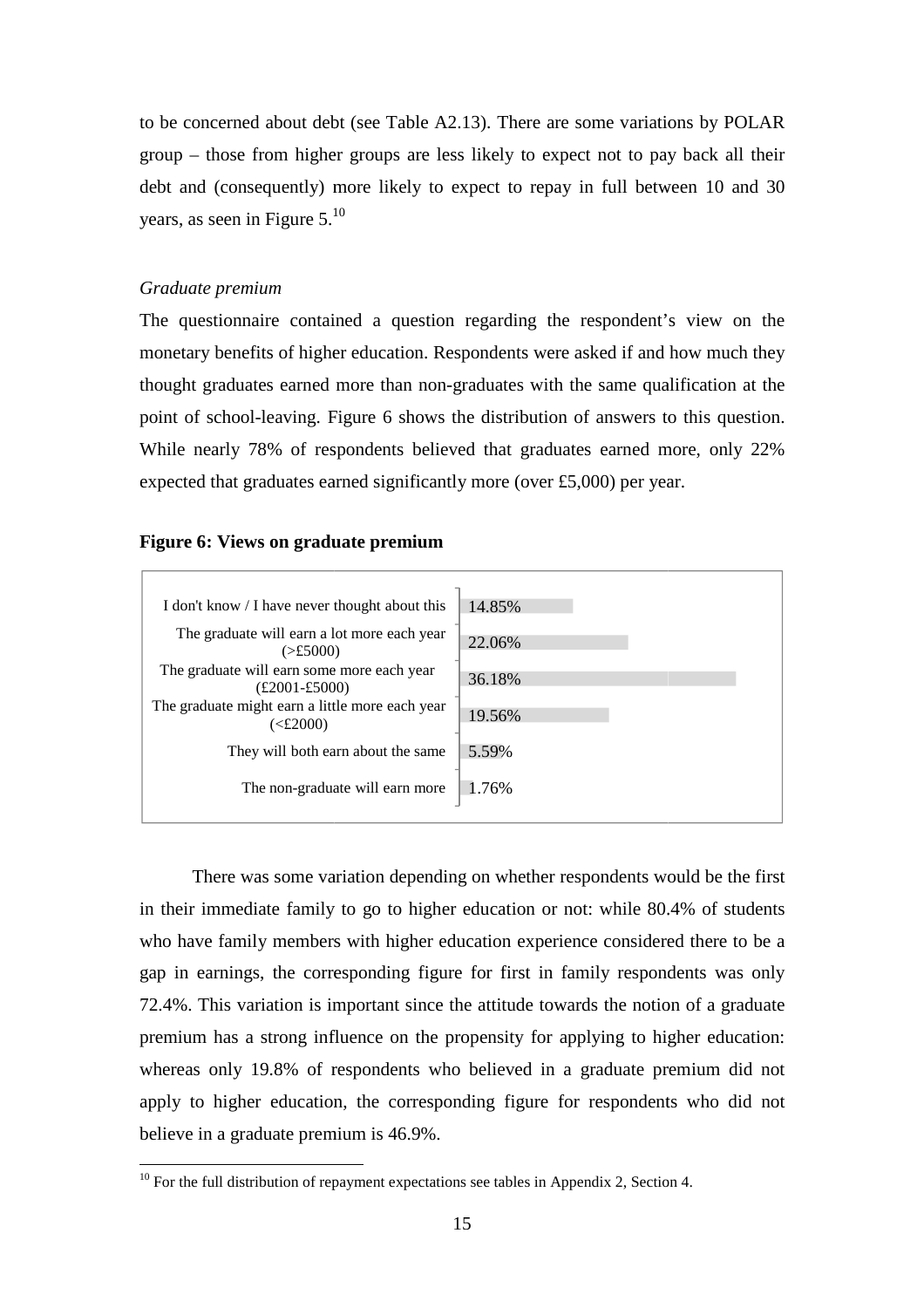to be concerned about debt (see Table A2.13). There are some variations by POLAR group – those from higher groups are less likely to expect not to pay back all their debt and (consequently) more likely to expect to repay in full between 10 and 30 years, as seen in Figure 5.[10]

*Graduate premium*

The questionnaire contained a question regarding the respondent's view on the monetary benefits of higher education. Respondents were asked if and how much they thought graduates earned more than non-graduates with the same qualification at the point of school-leaving. Figure 6 shows the distribution of answers to this question. While nearly 78% of respondents believed that graduates earned more, only 22% expected that graduates earned significantly more (over £5,000) per year.

**Figure 6: Views on graduate premium**

| Response | Percentage |
|---|---|
| I don't know / I have never thought about this | 14.85% |
| The graduate will earn a lot more each year (>£5000) | 22.06% |
| The graduate will earn some more each year (£2001-£5000) | 36.18% |
| The graduate might earn a little more each year (<£2000) | 19.56% |
| They will both earn about the same | 5.59% |
| The non-graduate will earn more | 1.76% |

There was some variation depending on whether respondents would be the first in their immediate family to go to higher education or not: while 80.4% of students who have family members with higher education experience considered there to be a gap in earnings, the corresponding figure for first in family respondents was only 72.4%. This variation is important since the attitude towards the notion of a graduate premium has a strong influence on the propensity for applying to higher education: whereas only 19.8% of respondents who believed in a graduate premium did not apply to higher education, the corresponding figure for respondents who did not believe in a graduate premium is 46.9%.

[10] For the full distribution of repayment expectations see tables in Appendix 2, Section 4.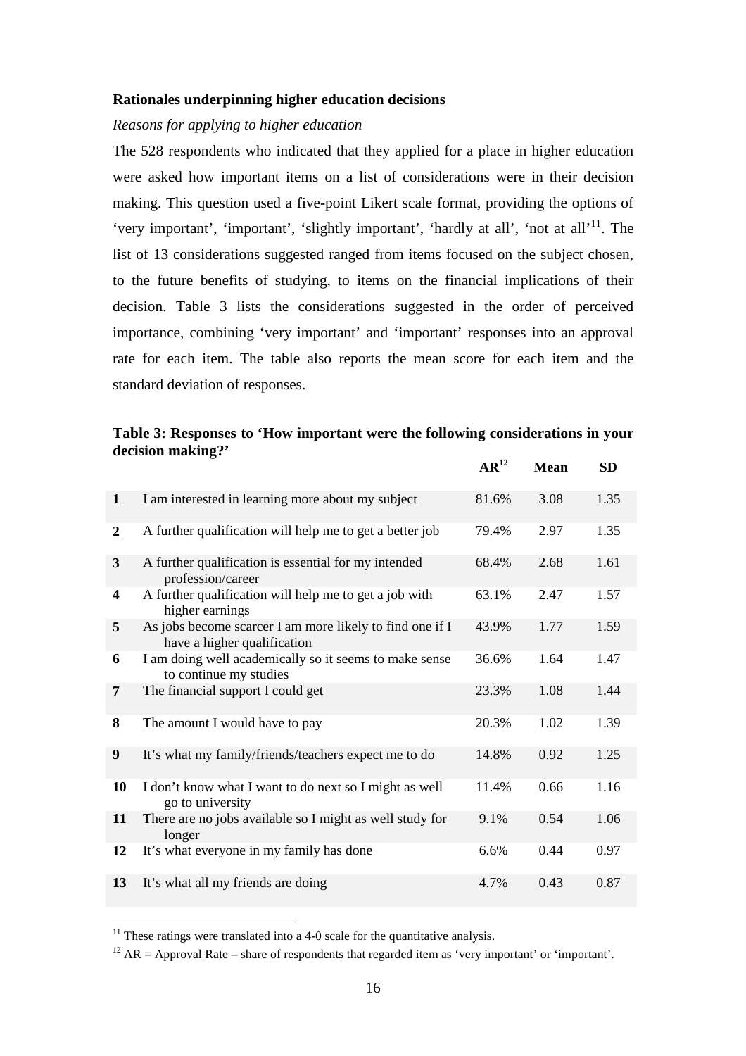**Rationales underpinning higher education decisions**

*Reasons for applying to higher education*

The 528 respondents who indicated that they applied for a place in higher education were asked how important items on a list of considerations were in their decision making. This question used a five-point Likert scale format, providing the options of 'very important', 'important', 'slightly important', 'hardly at all', 'not at all'[11]. The list of 13 considerations suggested ranged from items focused on the subject chosen, to the future benefits of studying, to items on the financial implications of their decision. Table 3 lists the considerations suggested in the order of perceived importance, combining 'very important' and 'important' responses into an approval rate for each item. The table also reports the mean score for each item and the standard deviation of responses.

**Table 3: Responses to 'How important were the following considerations in your decision making?'**

| | | AR[12] | Mean | SD |
|---|---|---|---|---|
| **1** | I am interested in learning more about my subject | 81.6% | 3.08 | 1.35 |
| **2** | A further qualification will help me to get a better job | 79.4% | 2.97 | 1.35 |
| **3** | A further qualification is essential for my intended profession/career | 68.4% | 2.68 | 1.61 |
| **4** | A further qualification will help me to get a job with higher earnings | 63.1% | 2.47 | 1.57 |
| **5** | As jobs become scarcer I am more likely to find one if I have a higher qualification | 43.9% | 1.77 | 1.59 |
| **6** | I am doing well academically so it seems to make sense to continue my studies | 36.6% | 1.64 | 1.47 |
| **7** | The financial support I could get | 23.3% | 1.08 | 1.44 |
| **8** | The amount I would have to pay | 20.3% | 1.02 | 1.39 |
| **9** | It's what my family/friends/teachers expect me to do | 14.8% | 0.92 | 1.25 |
| **10** | I don't know what I want to do next so I might as well go to university | 11.4% | 0.66 | 1.16 |
| **11** | There are no jobs available so I might as well study for longer | 9.1% | 0.54 | 1.06 |
| **12** | It's what everyone in my family has done | 6.6% | 0.44 | 0.97 |
| **13** | It's what all my friends are doing | 4.7% | 0.43 | 0.87 |

[11] These ratings were translated into a 4-0 scale for the quantitative analysis.

[12] AR = Approval Rate – share of respondents that regarded item as 'very important' or 'important'.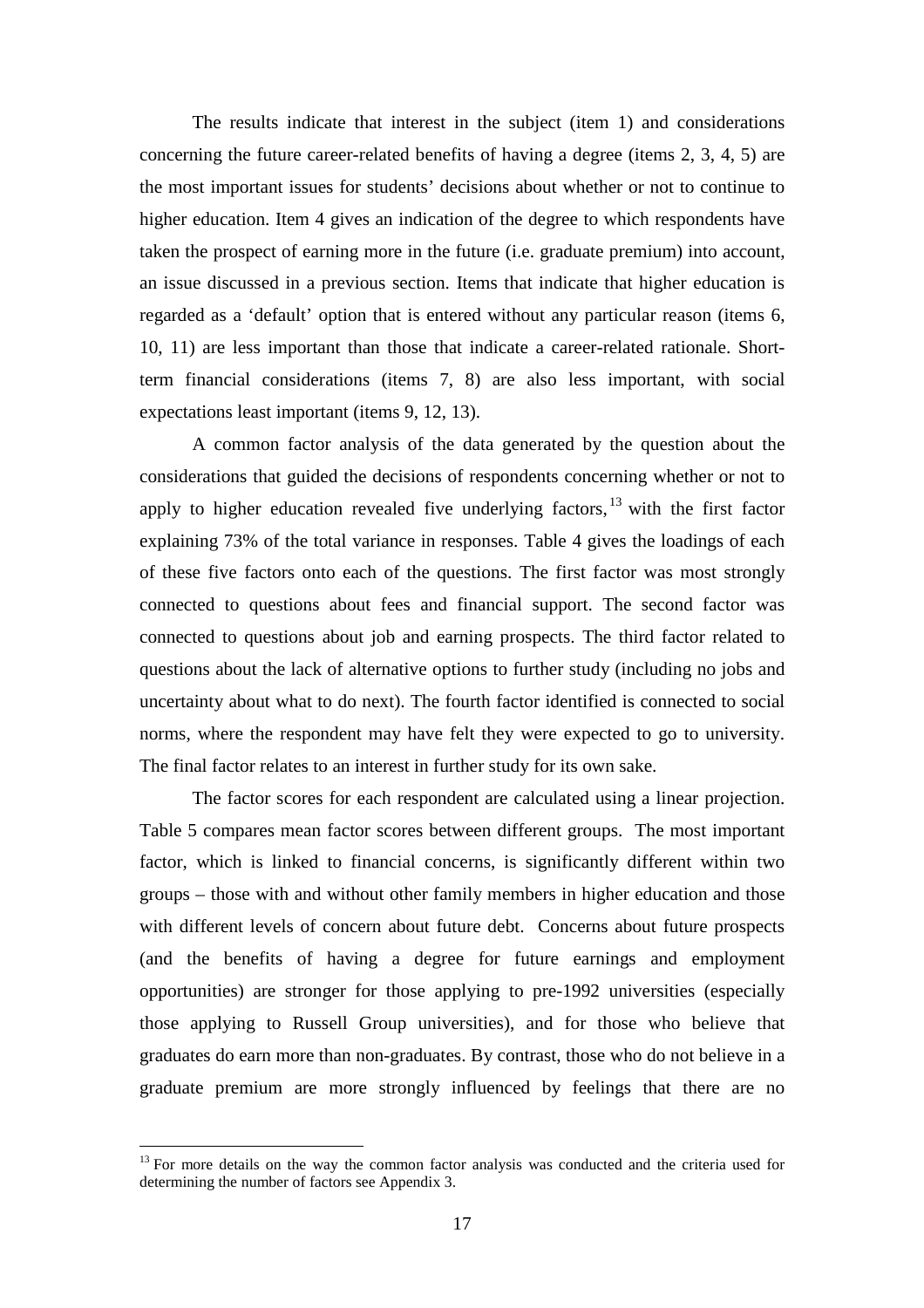The results indicate that interest in the subject (item 1) and considerations concerning the future career-related benefits of having a degree (items 2, 3, 4, 5) are the most important issues for students' decisions about whether or not to continue to higher education. Item 4 gives an indication of the degree to which respondents have taken the prospect of earning more in the future (i.e. graduate premium) into account, an issue discussed in a previous section. Items that indicate that higher education is regarded as a 'default' option that is entered without any particular reason (items 6, 10, 11) are less important than those that indicate a career-related rationale. Short-term financial considerations (items 7, 8) are also less important, with social expectations least important (items 9, 12, 13).

A common factor analysis of the data generated by the question about the considerations that guided the decisions of respondents concerning whether or not to apply to higher education revealed five underlying factors,[13] with the first factor explaining 73% of the total variance in responses. Table 4 gives the loadings of each of these five factors onto each of the questions. The first factor was most strongly connected to questions about fees and financial support. The second factor was connected to questions about job and earning prospects. The third factor related to questions about the lack of alternative options to further study (including no jobs and uncertainty about what to do next). The fourth factor identified is connected to social norms, where the respondent may have felt they were expected to go to university. The final factor relates to an interest in further study for its own sake.

The factor scores for each respondent are calculated using a linear projection. Table 5 compares mean factor scores between different groups. The most important factor, which is linked to financial concerns, is significantly different within two groups – those with and without other family members in higher education and those with different levels of concern about future debt. Concerns about future prospects (and the benefits of having a degree for future earnings and employment opportunities) are stronger for those applying to pre-1992 universities (especially those applying to Russell Group universities), and for those who believe that graduates do earn more than non-graduates. By contrast, those who do not believe in a graduate premium are more strongly influenced by feelings that there are no

[13] For more details on the way the common factor analysis was conducted and the criteria used for determining the number of factors see Appendix 3.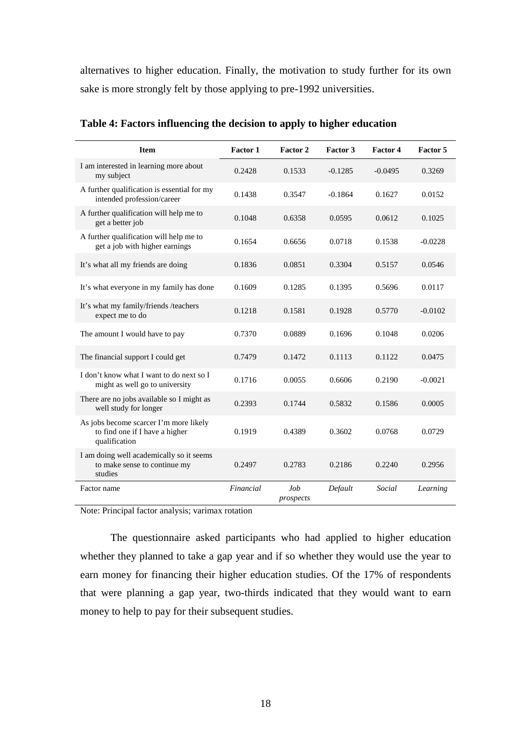alternatives to higher education. Finally, the motivation to study further for its own sake is more strongly felt by those applying to pre-1992 universities.

**Table 4: Factors influencing the decision to apply to higher education**

| Item | Factor 1 | Factor 2 | Factor 3 | Factor 4 | Factor 5 |
|---|---|---|---|---|---|
| I am interested in learning more about my subject | 0.2428 | 0.1533 | -0.1285 | -0.0495 | 0.3269 |
| A further qualification is essential for my intended profession/career | 0.1438 | 0.3547 | -0.1864 | 0.1627 | 0.0152 |
| A further qualification will help me to get a better job | 0.1048 | 0.6358 | 0.0595 | 0.0612 | 0.1025 |
| A further qualification will help me to get a job with higher earnings | 0.1654 | 0.6656 | 0.0718 | 0.1538 | -0.0228 |
| It's what all my friends are doing | 0.1836 | 0.0851 | 0.3304 | 0.5157 | 0.0546 |
| It's what everyone in my family has done | 0.1609 | 0.1285 | 0.1395 | 0.5696 | 0.0117 |
| It's what my family/friends /teachers expect me to do | 0.1218 | 0.1581 | 0.1928 | 0.5770 | -0.0102 |
| The amount I would have to pay | 0.7370 | 0.0889 | 0.1696 | 0.1048 | 0.0206 |
| The financial support I could get | 0.7479 | 0.1472 | 0.1113 | 0.1122 | 0.0475 |
| I don't know what I want to do next so I might as well go to university | 0.1716 | 0.0055 | 0.6606 | 0.2190 | -0.0021 |
| There are no jobs available so I might as well study for longer | 0.2393 | 0.1744 | 0.5832 | 0.1586 | 0.0005 |
| As jobs become scarcer I'm more likely to find one if I have a higher qualification | 0.1919 | 0.4389 | 0.3602 | 0.0768 | 0.0729 |
| I am doing well academically so it seems to make sense to continue my studies | 0.2497 | 0.2783 | 0.2186 | 0.2240 | 0.2956 |
| Factor name | *Financial* | *Job prospects* | *Default* | *Social* | *Learning* |

Note: Principal factor analysis; varimax rotation

The questionnaire asked participants who had applied to higher education whether they planned to take a gap year and if so whether they would use the year to earn money for financing their higher education studies. Of the 17% of respondents that were planning a gap year, two-thirds indicated that they would want to earn money to help to pay for their subsequent studies.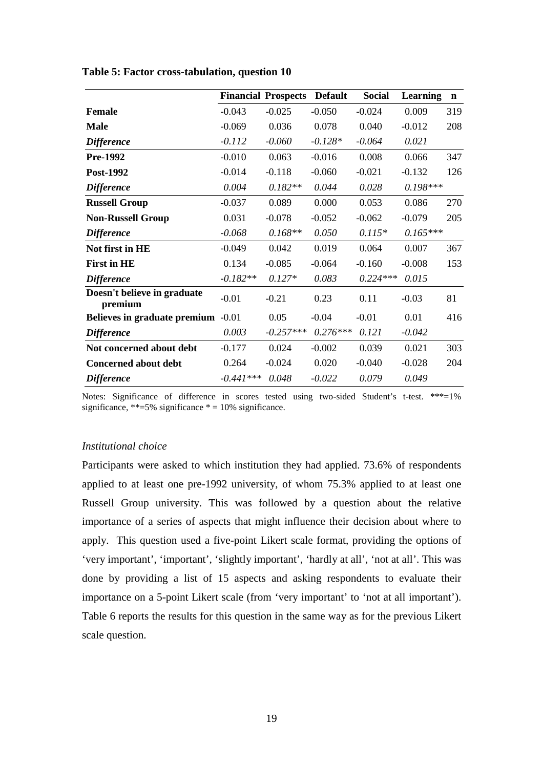**Table 5: Factor cross-tabulation, question 10**

| | Financial | Prospects | Default | Social | Learning | n |
|---|---|---|---|---|---|---|
| **Female** | -0.043 | -0.025 | -0.050 | -0.024 | 0.009 | 319 |
| **Male** | -0.069 | 0.036 | 0.078 | 0.040 | -0.012 | 208 |
| ***Difference*** | *-0.112* | *-0.060* | *-0.128** | *-0.064* | *0.021* | |
| **Pre-1992** | -0.010 | 0.063 | -0.016 | 0.008 | 0.066 | 347 |
| **Post-1992** | -0.014 | -0.118 | -0.060 | -0.021 | -0.132 | 126 |
| ***Difference*** | *0.004* | *0.182*** | *0.044* | *0.028* | *0.198**** | |
| **Russell Group** | -0.037 | 0.089 | 0.000 | 0.053 | 0.086 | 270 |
| **Non-Russell Group** | 0.031 | -0.078 | -0.052 | -0.062 | -0.079 | 205 |
| ***Difference*** | *-0.068* | *0.168*** | *0.050* | *0.115** | *0.165**** | |
| **Not first in HE** | -0.049 | 0.042 | 0.019 | 0.064 | 0.007 | 367 |
| **First in HE** | 0.134 | -0.085 | -0.064 | -0.160 | -0.008 | 153 |
| ***Difference*** | *-0.182*** | *0.127** | *0.083* | *0.224**** | *0.015* | |
| **Doesn't believe in graduate premium** | -0.01 | -0.21 | 0.23 | 0.11 | -0.03 | 81 |
| **Believes in graduate premium** | -0.01 | 0.05 | -0.04 | -0.01 | 0.01 | 416 |
| ***Difference*** | *0.003* | *-0.257**** | *0.276**** | *0.121* | *-0.042* | |
| **Not concerned about debt** | -0.177 | 0.024 | -0.002 | 0.039 | 0.021 | 303 |
| **Concerned about debt** | 0.264 | -0.024 | 0.020 | -0.040 | -0.028 | 204 |
| ***Difference*** | *-0.441**** | *0.048* | *-0.022* | *0.079* | *0.049* | |

Notes: Significance of difference in scores tested using two-sided Student's t-test. ***=1% significance, **=5% significance * = 10% significance.

*Institutional choice*

Participants were asked to which institution they had applied. 73.6% of respondents applied to at least one pre-1992 university, of whom 75.3% applied to at least one Russell Group university. This was followed by a question about the relative importance of a series of aspects that might influence their decision about where to apply. This question used a five-point Likert scale format, providing the options of 'very important', 'important', 'slightly important', 'hardly at all', 'not at all'. This was done by providing a list of 15 aspects and asking respondents to evaluate their importance on a 5-point Likert scale (from 'very important' to 'not at all important'). Table 6 reports the results for this question in the same way as for the previous Likert scale question.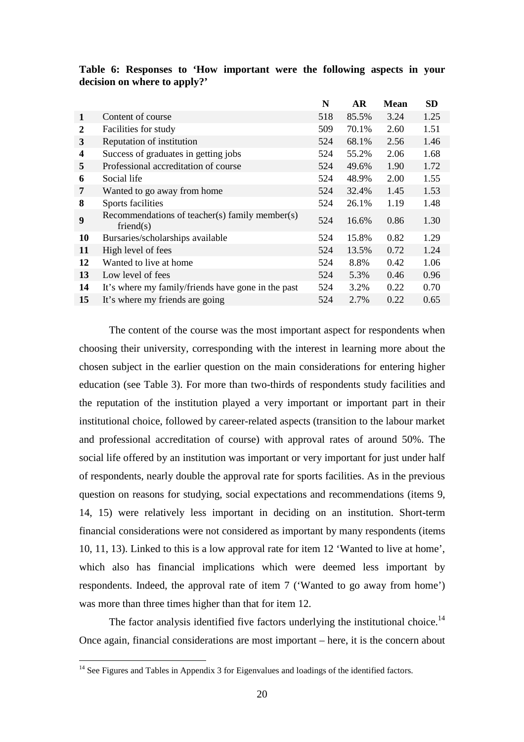**Table 6: Responses to 'How important were the following aspects in your decision on where to apply?'**

| | | N | AR | Mean | SD |
|---|---|---|---|---|---|
| **1** | Content of course | 518 | 85.5% | 3.24 | 1.25 |
| **2** | Facilities for study | 509 | 70.1% | 2.60 | 1.51 |
| **3** | Reputation of institution | 524 | 68.1% | 2.56 | 1.46 |
| **4** | Success of graduates in getting jobs | 524 | 55.2% | 2.06 | 1.68 |
| **5** | Professional accreditation of course | 524 | 49.6% | 1.90 | 1.72 |
| **6** | Social life | 524 | 48.9% | 2.00 | 1.55 |
| **7** | Wanted to go away from home | 524 | 32.4% | 1.45 | 1.53 |
| **8** | Sports facilities | 524 | 26.1% | 1.19 | 1.48 |
| **9** | Recommendations of teacher(s) family member(s) friend(s) | 524 | 16.6% | 0.86 | 1.30 |
| **10** | Bursaries/scholarships available | 524 | 15.8% | 0.82 | 1.29 |
| **11** | High level of fees | 524 | 13.5% | 0.72 | 1.24 |
| **12** | Wanted to live at home | 524 | 8.8% | 0.42 | 1.06 |
| **13** | Low level of fees | 524 | 5.3% | 0.46 | 0.96 |
| **14** | It's where my family/friends have gone in the past | 524 | 3.2% | 0.22 | 0.70 |
| **15** | It's where my friends are going | 524 | 2.7% | 0.22 | 0.65 |

The content of the course was the most important aspect for respondents when choosing their university, corresponding with the interest in learning more about the chosen subject in the earlier question on the main considerations for entering higher education (see Table 3). For more than two-thirds of respondents study facilities and the reputation of the institution played a very important or important part in their institutional choice, followed by career-related aspects (transition to the labour market and professional accreditation of course) with approval rates of around 50%. The social life offered by an institution was important or very important for just under half of respondents, nearly double the approval rate for sports facilities. As in the previous question on reasons for studying, social expectations and recommendations (items 9, 14, 15) were relatively less important in deciding on an institution. Short-term financial considerations were not considered as important by many respondents (items 10, 11, 13). Linked to this is a low approval rate for item 12 'Wanted to live at home', which also has financial implications which were deemed less important by respondents. Indeed, the approval rate of item 7 ('Wanted to go away from home') was more than three times higher than that for item 12.

The factor analysis identified five factors underlying the institutional choice.[14] Once again, financial considerations are most important – here, it is the concern about

[14] See Figures and Tables in Appendix 3 for Eigenvalues and loadings of the identified factors.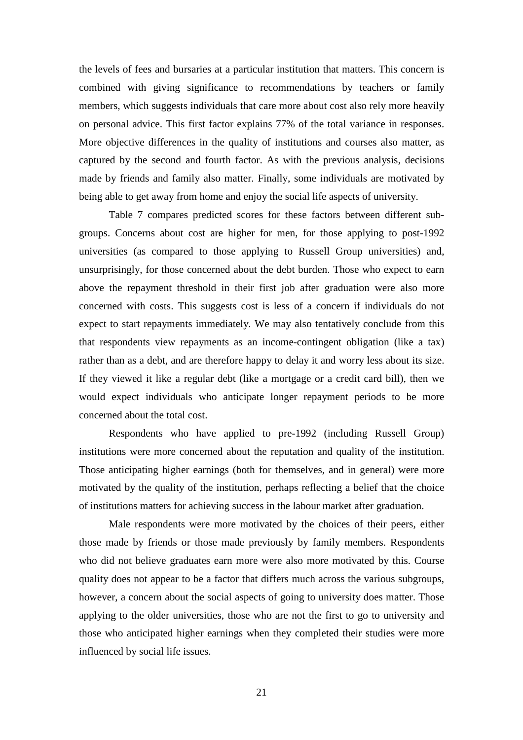the levels of fees and bursaries at a particular institution that matters. This concern is combined with giving significance to recommendations by teachers or family members, which suggests individuals that care more about cost also rely more heavily on personal advice. This first factor explains 77% of the total variance in responses. More objective differences in the quality of institutions and courses also matter, as captured by the second and fourth factor. As with the previous analysis, decisions made by friends and family also matter. Finally, some individuals are motivated by being able to get away from home and enjoy the social life aspects of university.

Table 7 compares predicted scores for these factors between different sub-groups. Concerns about cost are higher for men, for those applying to post-1992 universities (as compared to those applying to Russell Group universities) and, unsurprisingly, for those concerned about the debt burden. Those who expect to earn above the repayment threshold in their first job after graduation were also more concerned with costs. This suggests cost is less of a concern if individuals do not expect to start repayments immediately. We may also tentatively conclude from this that respondents view repayments as an income-contingent obligation (like a tax) rather than as a debt, and are therefore happy to delay it and worry less about its size. If they viewed it like a regular debt (like a mortgage or a credit card bill), then we would expect individuals who anticipate longer repayment periods to be more concerned about the total cost.

Respondents who have applied to pre-1992 (including Russell Group) institutions were more concerned about the reputation and quality of the institution. Those anticipating higher earnings (both for themselves, and in general) were more motivated by the quality of the institution, perhaps reflecting a belief that the choice of institutions matters for achieving success in the labour market after graduation.

Male respondents were more motivated by the choices of their peers, either those made by friends or those made previously by family members. Respondents who did not believe graduates earn more were also more motivated by this. Course quality does not appear to be a factor that differs much across the various subgroups, however, a concern about the social aspects of going to university does matter. Those applying to the older universities, those who are not the first to go to university and those who anticipated higher earnings when they completed their studies were more influenced by social life issues.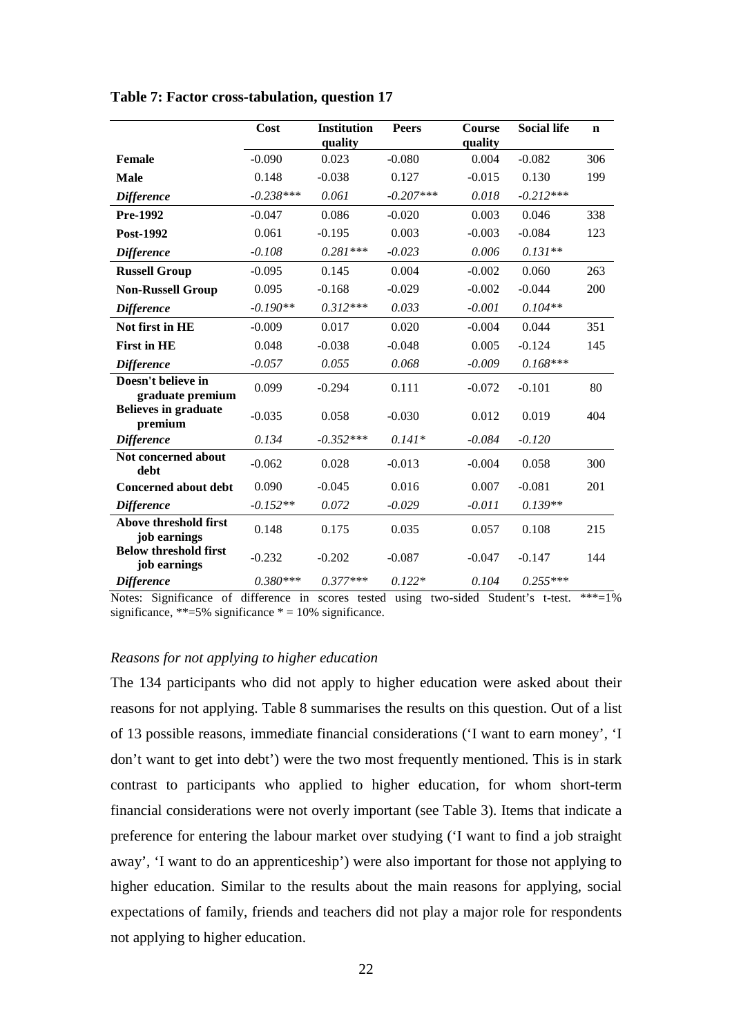**Table 7: Factor cross-tabulation, question 17**

| | Cost | Institution quality | Peers | Course quality | Social life | n |
|---|---|---|---|---|---|---|
| **Female** | -0.090 | 0.023 | -0.080 | 0.004 | -0.082 | 306 |
| **Male** | 0.148 | -0.038 | 0.127 | -0.015 | 0.130 | 199 |
| ***Difference*** | *-0.238**** | *0.061* | *-0.207**** | *0.018* | *-0.212**** | |
| **Pre-1992** | -0.047 | 0.086 | -0.020 | 0.003 | 0.046 | 338 |
| **Post-1992** | 0.061 | -0.195 | 0.003 | -0.003 | -0.084 | 123 |
| ***Difference*** | *-0.108* | *0.281**** | *-0.023* | *0.006* | *0.131*** | |
| **Russell Group** | -0.095 | 0.145 | 0.004 | -0.002 | 0.060 | 263 |
| **Non-Russell Group** | 0.095 | -0.168 | -0.029 | -0.002 | -0.044 | 200 |
| ***Difference*** | *-0.190*** | *0.312**** | *0.033* | *-0.001* | *0.104*** | |
| **Not first in HE** | -0.009 | 0.017 | 0.020 | -0.004 | 0.044 | 351 |
| **First in HE** | 0.048 | -0.038 | -0.048 | 0.005 | -0.124 | 145 |
| ***Difference*** | *-0.057* | *0.055* | *0.068* | *-0.009* | *0.168**** | |
| **Doesn't believe in graduate premium** | 0.099 | -0.294 | 0.111 | -0.072 | -0.101 | 80 |
| **Believes in graduate premium** | -0.035 | 0.058 | -0.030 | 0.012 | 0.019 | 404 |
| ***Difference*** | *0.134* | *-0.352**** | *0.141** | *-0.084* | *-0.120* | |
| **Not concerned about debt** | -0.062 | 0.028 | -0.013 | -0.004 | 0.058 | 300 |
| **Concerned about debt** | 0.090 | -0.045 | 0.016 | 0.007 | -0.081 | 201 |
| ***Difference*** | *-0.152*** | *0.072* | *-0.029* | *-0.011* | *0.139*** | |
| **Above threshold first job earnings** | 0.148 | 0.175 | 0.035 | 0.057 | 0.108 | 215 |
| **Below threshold first job earnings** | -0.232 | -0.202 | -0.087 | -0.047 | -0.147 | 144 |
| ***Difference*** | *0.380**** | *0.377**** | *0.122** | *0.104* | *0.255**** | |

Notes: Significance of difference in scores tested using two-sided Student's t-test. ***=1% significance, **=5% significance * = 10% significance.

*Reasons for not applying to higher education*

The 134 participants who did not apply to higher education were asked about their reasons for not applying. Table 8 summarises the results on this question. Out of a list of 13 possible reasons, immediate financial considerations ('I want to earn money', 'I don't want to get into debt') were the two most frequently mentioned. This is in stark contrast to participants who applied to higher education, for whom short-term financial considerations were not overly important (see Table 3). Items that indicate a preference for entering the labour market over studying ('I want to find a job straight away', 'I want to do an apprenticeship') were also important for those not applying to higher education. Similar to the results about the main reasons for applying, social expectations of family, friends and teachers did not play a major role for respondents not applying to higher education.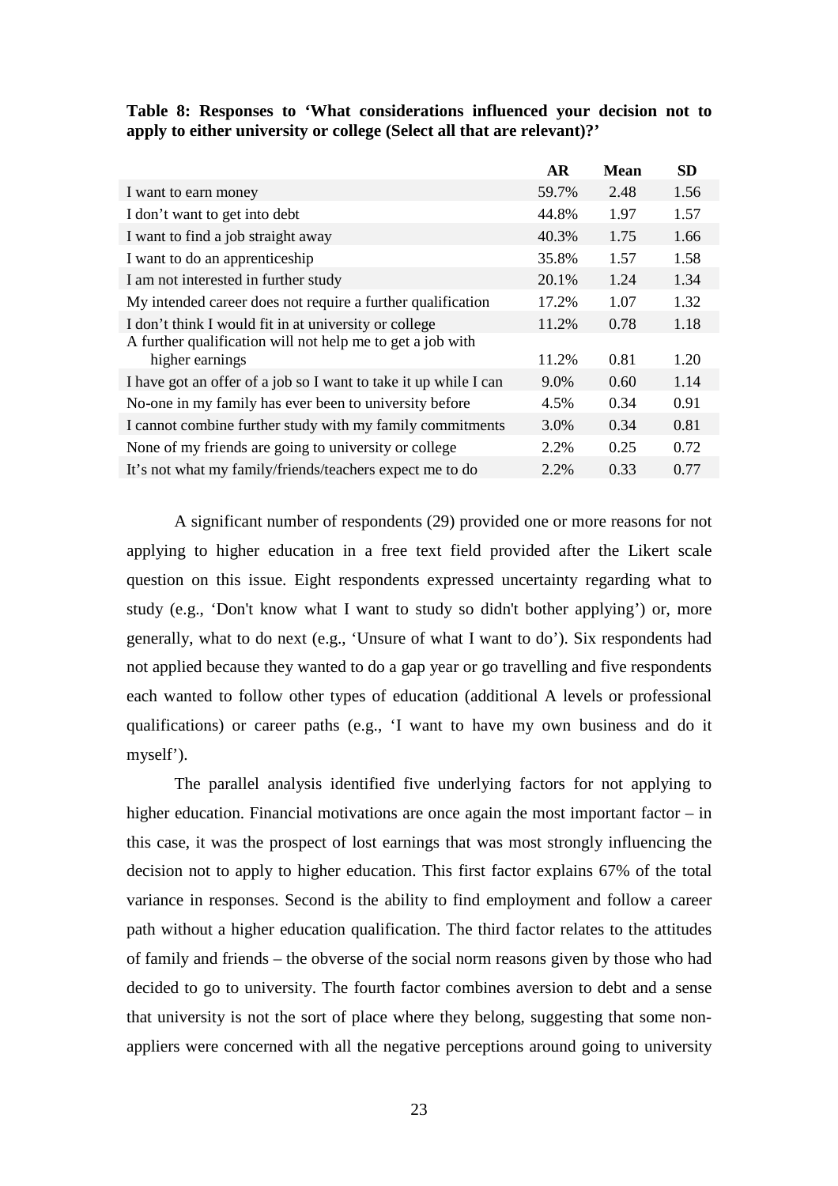**Table 8: Responses to 'What considerations influenced your decision not to apply to either university or college (Select all that are relevant)?'**

| | AR | Mean | SD |
|---|---|---|---|
| I want to earn money | 59.7% | 2.48 | 1.56 |
| I don't want to get into debt | 44.8% | 1.97 | 1.57 |
| I want to find a job straight away | 40.3% | 1.75 | 1.66 |
| I want to do an apprenticeship | 35.8% | 1.57 | 1.58 |
| I am not interested in further study | 20.1% | 1.24 | 1.34 |
| My intended career does not require a further qualification | 17.2% | 1.07 | 1.32 |
| I don't think I would fit in at university or college | 11.2% | 0.78 | 1.18 |
| A further qualification will not help me to get a job with higher earnings | 11.2% | 0.81 | 1.20 |
| I have got an offer of a job so I want to take it up while I can | 9.0% | 0.60 | 1.14 |
| No-one in my family has ever been to university before | 4.5% | 0.34 | 0.91 |
| I cannot combine further study with my family commitments | 3.0% | 0.34 | 0.81 |
| None of my friends are going to university or college | 2.2% | 0.25 | 0.72 |
| It's not what my family/friends/teachers expect me to do | 2.2% | 0.33 | 0.77 |

A significant number of respondents (29) provided one or more reasons for not applying to higher education in a free text field provided after the Likert scale question on this issue. Eight respondents expressed uncertainty regarding what to study (e.g., 'Don't know what I want to study so didn't bother applying') or, more generally, what to do next (e.g., 'Unsure of what I want to do'). Six respondents had not applied because they wanted to do a gap year or go travelling and five respondents each wanted to follow other types of education (additional A levels or professional qualifications) or career paths (e.g., 'I want to have my own business and do it myself').

The parallel analysis identified five underlying factors for not applying to higher education. Financial motivations are once again the most important factor – in this case, it was the prospect of lost earnings that was most strongly influencing the decision not to apply to higher education. This first factor explains 67% of the total variance in responses. Second is the ability to find employment and follow a career path without a higher education qualification. The third factor relates to the attitudes of family and friends – the obverse of the social norm reasons given by those who had decided to go to university. The fourth factor combines aversion to debt and a sense that university is not the sort of place where they belong, suggesting that some non-appliers were concerned with all the negative perceptions around going to university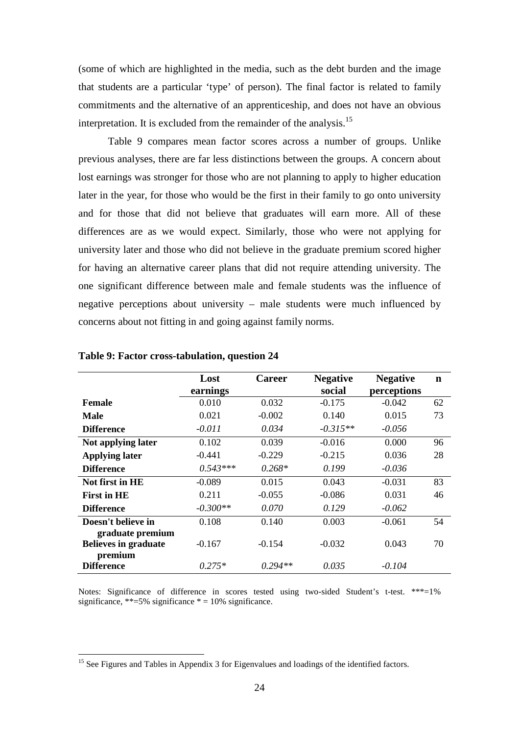(some of which are highlighted in the media, such as the debt burden and the image that students are a particular 'type' of person). The final factor is related to family commitments and the alternative of an apprenticeship, and does not have an obvious interpretation. It is excluded from the remainder of the analysis.[15]

Table 9 compares mean factor scores across a number of groups. Unlike previous analyses, there are far less distinctions between the groups. A concern about lost earnings was stronger for those who are not planning to apply to higher education later in the year, for those who would be the first in their family to go onto university and for those that did not believe that graduates will earn more. All of these differences are as we would expect. Similarly, those who were not applying for university later and those who did not believe in the graduate premium scored higher for having an alternative career plans that did not require attending university. The one significant difference between male and female students was the influence of negative perceptions about university – male students were much influenced by concerns about not fitting in and going against family norms.

**Table 9: Factor cross-tabulation, question 24**

| | Lost earnings | Career | Negative social | Negative perceptions | n |
|---|---|---|---|---|---|
| **Female** | 0.010 | 0.032 | -0.175 | -0.042 | 62 |
| **Male** | 0.021 | -0.002 | 0.140 | 0.015 | 73 |
| **Difference** | *-0.011* | *0.034* | *-0.315*** | *-0.056* | |
| **Not applying later** | 0.102 | 0.039 | -0.016 | 0.000 | 96 |
| **Applying later** | -0.441 | -0.229 | -0.215 | 0.036 | 28 |
| **Difference** | *0.543**** | *0.268** | *0.199* | *-0.036* | |
| **Not first in HE** | -0.089 | 0.015 | 0.043 | -0.031 | 83 |
| **First in HE** | 0.211 | -0.055 | -0.086 | 0.031 | 46 |
| **Difference** | *-0.300*** | *0.070* | *0.129* | *-0.062* | |
| **Doesn't believe in graduate premium** | 0.108 | 0.140 | 0.003 | -0.061 | 54 |
| **Believes in graduate premium** | -0.167 | -0.154 | -0.032 | 0.043 | 70 |
| **Difference** | *0.275** | *0.294*** | *0.035* | *-0.104* | |

Notes: Significance of difference in scores tested using two-sided Student's t-test. ***=1% significance, **=5% significance * = 10% significance.

[15] See Figures and Tables in Appendix 3 for Eigenvalues and loadings of the identified factors.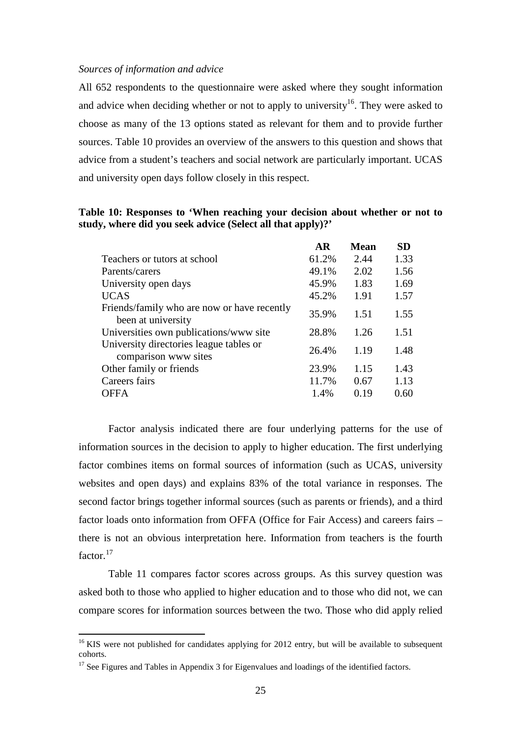*Sources of information and advice*

All 652 respondents to the questionnaire were asked where they sought information and advice when deciding whether or not to apply to university[16]. They were asked to choose as many of the 13 options stated as relevant for them and to provide further sources. Table 10 provides an overview of the answers to this question and shows that advice from a student's teachers and social network are particularly important. UCAS and university open days follow closely in this respect.

**Table 10: Responses to 'When reaching your decision about whether or not to study, where did you seek advice (Select all that apply)?'**

| | AR | Mean | SD |
|---|---|---|---|
| Teachers or tutors at school | 61.2% | 2.44 | 1.33 |
| Parents/carers | 49.1% | 2.02 | 1.56 |
| University open days | 45.9% | 1.83 | 1.69 |
| UCAS | 45.2% | 1.91 | 1.57 |
| Friends/family who are now or have recently been at university | 35.9% | 1.51 | 1.55 |
| Universities own publications/www site | 28.8% | 1.26 | 1.51 |
| University directories league tables or comparison www sites | 26.4% | 1.19 | 1.48 |
| Other family or friends | 23.9% | 1.15 | 1.43 |
| Careers fairs | 11.7% | 0.67 | 1.13 |
| OFFA | 1.4% | 0.19 | 0.60 |

Factor analysis indicated there are four underlying patterns for the use of information sources in the decision to apply to higher education. The first underlying factor combines items on formal sources of information (such as UCAS, university websites and open days) and explains 83% of the total variance in responses. The second factor brings together informal sources (such as parents or friends), and a third factor loads onto information from OFFA (Office for Fair Access) and careers fairs – there is not an obvious interpretation here. Information from teachers is the fourth factor.[17]

Table 11 compares factor scores across groups. As this survey question was asked both to those who applied to higher education and to those who did not, we can compare scores for information sources between the two. Those who did apply relied

---

[16] KIS were not published for candidates applying for 2012 entry, but will be available to subsequent cohorts.

[17] See Figures and Tables in Appendix 3 for Eigenvalues and loadings of the identified factors.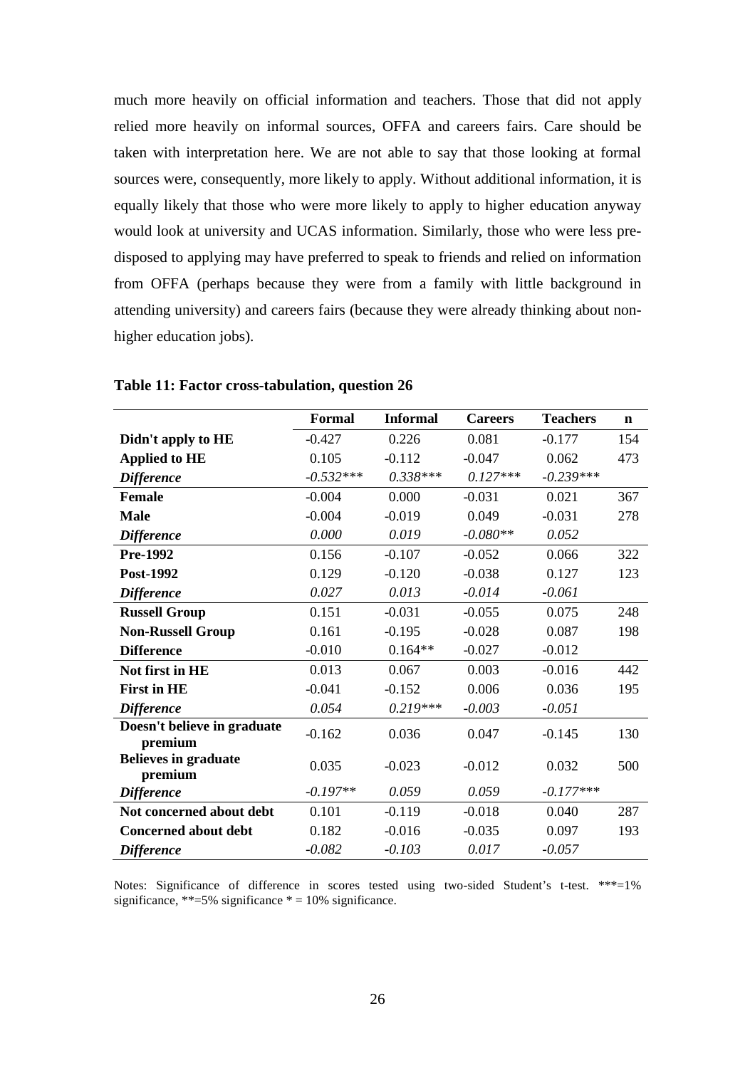much more heavily on official information and teachers. Those that did not apply relied more heavily on informal sources, OFFA and careers fairs. Care should be taken with interpretation here. We are not able to say that those looking at formal sources were, consequently, more likely to apply. Without additional information, it is equally likely that those who were more likely to apply to higher education anyway would look at university and UCAS information. Similarly, those who were less pre-disposed to applying may have preferred to speak to friends and relied on information from OFFA (perhaps because they were from a family with little background in attending university) and careers fairs (because they were already thinking about non-higher education jobs).

**Table 11: Factor cross-tabulation, question 26**

| | **Formal** | **Informal** | **Careers** | **Teachers** | **n** |
|---|---|---|---|---|---|
| **Didn't apply to HE** | -0.427 | 0.226 | 0.081 | -0.177 | 154 |
| **Applied to HE** | 0.105 | -0.112 | -0.047 | 0.062 | 473 |
| ***Difference*** | *-0.532**** | *0.338**** | *0.127**** | *-0.239**** | |
| **Female** | -0.004 | 0.000 | -0.031 | 0.021 | 367 |
| **Male** | -0.004 | -0.019 | 0.049 | -0.031 | 278 |
| ***Difference*** | *0.000* | *0.019* | *-0.080*** | *0.052* | |
| **Pre-1992** | 0.156 | -0.107 | -0.052 | 0.066 | 322 |
| **Post-1992** | 0.129 | -0.120 | -0.038 | 0.127 | 123 |
| ***Difference*** | *0.027* | *0.013* | *-0.014* | *-0.061* | |
| **Russell Group** | 0.151 | -0.031 | -0.055 | 0.075 | 248 |
| **Non-Russell Group** | 0.161 | -0.195 | -0.028 | 0.087 | 198 |
| **Difference** | -0.010 | 0.164** | -0.027 | -0.012 | |
| **Not first in HE** | 0.013 | 0.067 | 0.003 | -0.016 | 442 |
| **First in HE** | -0.041 | -0.152 | 0.006 | 0.036 | 195 |
| ***Difference*** | *0.054* | *0.219**** | *-0.003* | *-0.051* | |
| **Doesn't believe in graduate premium** | -0.162 | 0.036 | 0.047 | -0.145 | 130 |
| **Believes in graduate premium** | 0.035 | -0.023 | -0.012 | 0.032 | 500 |
| ***Difference*** | *-0.197*** | *0.059* | *0.059* | *-0.177**** | |
| **Not concerned about debt** | 0.101 | -0.119 | -0.018 | 0.040 | 287 |
| **Concerned about debt** | 0.182 | -0.016 | -0.035 | 0.097 | 193 |
| ***Difference*** | *-0.082* | *-0.103* | *0.017* | *-0.057* | |

Notes: Significance of difference in scores tested using two-sided Student's t-test. ***=1% significance, **=5% significance * = 10% significance.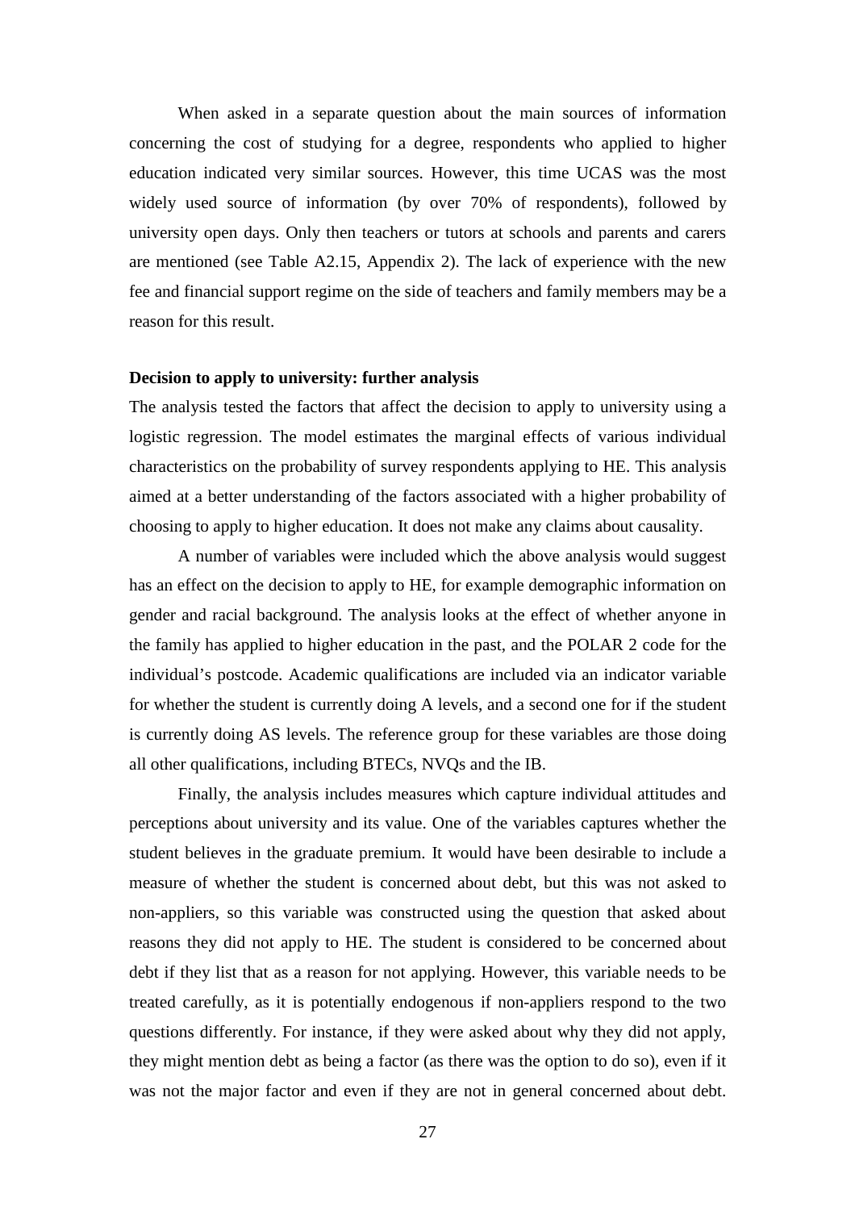When asked in a separate question about the main sources of information concerning the cost of studying for a degree, respondents who applied to higher education indicated very similar sources. However, this time UCAS was the most widely used source of information (by over 70% of respondents), followed by university open days. Only then teachers or tutors at schools and parents and carers are mentioned (see Table A2.15, Appendix 2). The lack of experience with the new fee and financial support regime on the side of teachers and family members may be a reason for this result.

**Decision to apply to university: further analysis**

The analysis tested the factors that affect the decision to apply to university using a logistic regression. The model estimates the marginal effects of various individual characteristics on the probability of survey respondents applying to HE. This analysis aimed at a better understanding of the factors associated with a higher probability of choosing to apply to higher education. It does not make any claims about causality.

A number of variables were included which the above analysis would suggest has an effect on the decision to apply to HE, for example demographic information on gender and racial background. The analysis looks at the effect of whether anyone in the family has applied to higher education in the past, and the POLAR 2 code for the individual's postcode. Academic qualifications are included via an indicator variable for whether the student is currently doing A levels, and a second one for if the student is currently doing AS levels. The reference group for these variables are those doing all other qualifications, including BTECs, NVQs and the IB.

Finally, the analysis includes measures which capture individual attitudes and perceptions about university and its value. One of the variables captures whether the student believes in the graduate premium. It would have been desirable to include a measure of whether the student is concerned about debt, but this was not asked to non-appliers, so this variable was constructed using the question that asked about reasons they did not apply to HE. The student is considered to be concerned about debt if they list that as a reason for not applying. However, this variable needs to be treated carefully, as it is potentially endogenous if non-appliers respond to the two questions differently. For instance, if they were asked about why they did not apply, they might mention debt as being a factor (as there was the option to do so), even if it was not the major factor and even if they are not in general concerned about debt.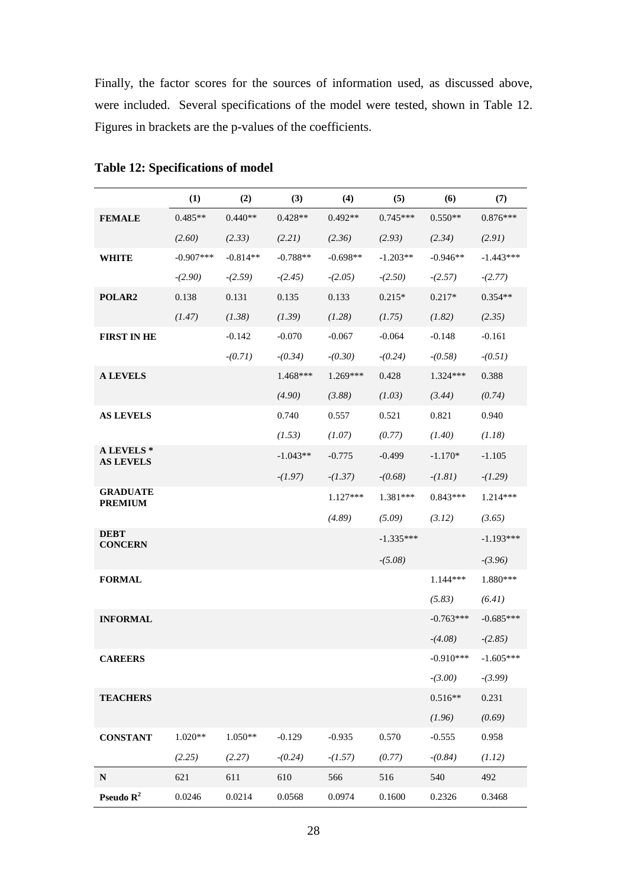Finally, the factor scores for the sources of information used, as discussed above, were included. Several specifications of the model were tested, shown in Table 12. Figures in brackets are the p-values of the coefficients.

**Table 12: Specifications of model**

| | (1) | (2) | (3) | (4) | (5) | (6) | (7) |
|---|---|---|---|---|---|---|---|
| **FEMALE** | 0.485** | 0.440** | 0.428** | 0.492** | 0.745*** | 0.550** | 0.876*** |
| | *(2.60)* | *(2.33)* | *(2.21)* | *(2.36)* | *(2.93)* | *(2.34)* | *(2.91)* |
| **WHITE** | -0.907*** | -0.814** | -0.788** | -0.698** | -1.203** | -0.946** | -1.443*** |
| | *-(2.90)* | *-(2.59)* | *-(2.45)* | *-(2.05)* | *-(2.50)* | *-(2.57)* | *-(2.77)* |
| **POLAR2** | 0.138 | 0.131 | 0.135 | 0.133 | 0.215* | 0.217* | 0.354** |
| | *(1.47)* | *(1.38)* | *(1.39)* | *(1.28)* | *(1.75)* | *(1.82)* | *(2.35)* |
| **FIRST IN HE** | | -0.142 | -0.070 | -0.067 | -0.064 | -0.148 | -0.161 |
| | | *-(0.71)* | *-(0.34)* | *-(0.30)* | *-(0.24)* | *-(0.58)* | *-(0.51)* |
| **A LEVELS** | | | 1.468*** | 1.269*** | 0.428 | 1.324*** | 0.388 |
| | | | *(4.90)* | *(3.88)* | *(1.03)* | *(3.44)* | *(0.74)* |
| **AS LEVELS** | | | 0.740 | 0.557 | 0.521 | 0.821 | 0.940 |
| | | | *(1.53)* | *(1.07)* | *(0.77)* | *(1.40)* | *(1.18)* |
| **A LEVELS * AS LEVELS** | | | -1.043** | -0.775 | -0.499 | -1.170* | -1.105 |
| | | | *-(1.97)* | *-(1.37)* | *-(0.68)* | *-(1.81)* | *-(1.29)* |
| **GRADUATE PREMIUM** | | | | 1.127*** | 1.381*** | 0.843*** | 1.214*** |
| | | | | *(4.89)* | *(5.09)* | *(3.12)* | *(3.65)* |
| **DEBT CONCERN** | | | | | -1.335*** | | -1.193*** |
| | | | | | *-(5.08)* | | *-(3.96)* |
| **FORMAL** | | | | | | 1.144*** | 1.880*** |
| | | | | | | *(5.83)* | *(6.41)* |
| **INFORMAL** | | | | | | -0.763*** | -0.685*** |
| | | | | | | *-(4.08)* | *-(2.85)* |
| **CAREERS** | | | | | | -0.910*** | -1.605*** |
| | | | | | | *-(3.00)* | *-(3.99)* |
| **TEACHERS** | | | | | | 0.516** | 0.231 |
| | | | | | | *(1.96)* | *(0.69)* |
| **CONSTANT** | 1.020** | 1.050** | -0.129 | -0.935 | 0.570 | -0.555 | 0.958 |
| | *(2.25)* | *(2.27)* | *-(0.24)* | *-(1.57)* | *(0.77)* | *-(0.84)* | *(1.12)* |
| **N** | 621 | 611 | 610 | 566 | 516 | 540 | 492 |
| **Pseudo $R^2$** | 0.0246 | 0.0214 | 0.0568 | 0.0974 | 0.1600 | 0.2326 | 0.3468 |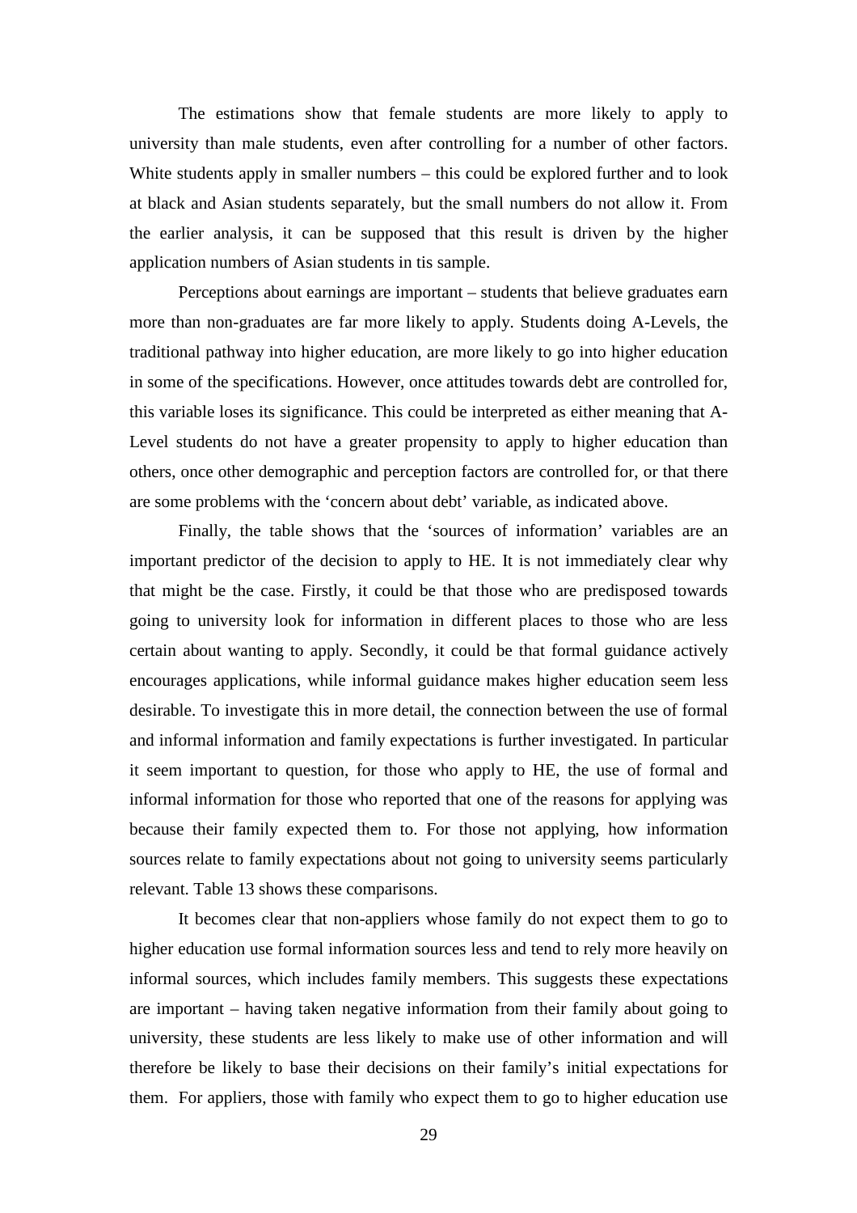The estimations show that female students are more likely to apply to university than male students, even after controlling for a number of other factors. White students apply in smaller numbers – this could be explored further and to look at black and Asian students separately, but the small numbers do not allow it. From the earlier analysis, it can be supposed that this result is driven by the higher application numbers of Asian students in tis sample.

Perceptions about earnings are important – students that believe graduates earn more than non-graduates are far more likely to apply. Students doing A-Levels, the traditional pathway into higher education, are more likely to go into higher education in some of the specifications. However, once attitudes towards debt are controlled for, this variable loses its significance. This could be interpreted as either meaning that A-Level students do not have a greater propensity to apply to higher education than others, once other demographic and perception factors are controlled for, or that there are some problems with the 'concern about debt' variable, as indicated above.

Finally, the table shows that the 'sources of information' variables are an important predictor of the decision to apply to HE. It is not immediately clear why that might be the case. Firstly, it could be that those who are predisposed towards going to university look for information in different places to those who are less certain about wanting to apply. Secondly, it could be that formal guidance actively encourages applications, while informal guidance makes higher education seem less desirable. To investigate this in more detail, the connection between the use of formal and informal information and family expectations is further investigated. In particular it seem important to question, for those who apply to HE, the use of formal and informal information for those who reported that one of the reasons for applying was because their family expected them to. For those not applying, how information sources relate to family expectations about not going to university seems particularly relevant. Table 13 shows these comparisons.

It becomes clear that non-appliers whose family do not expect them to go to higher education use formal information sources less and tend to rely more heavily on informal sources, which includes family members. This suggests these expectations are important – having taken negative information from their family about going to university, these students are less likely to make use of other information and will therefore be likely to base their decisions on their family's initial expectations for them. For appliers, those with family who expect them to go to higher education use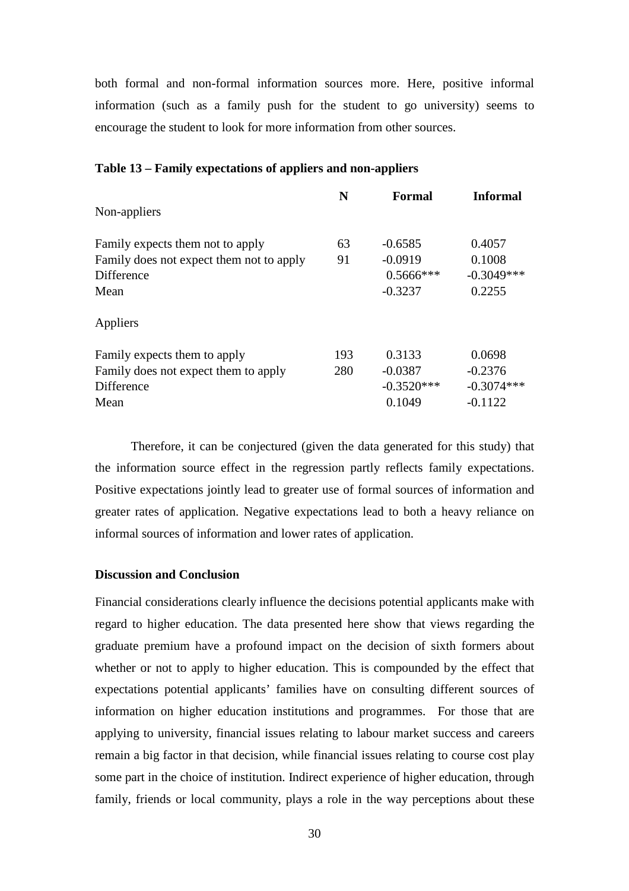both formal and non-formal information sources more. Here, positive informal information (such as a family push for the student to go university) seems to encourage the student to look for more information from other sources.

**Table 13 – Family expectations of appliers and non-appliers**

| | N | Formal | Informal |
|---|---|---|---|
| Non-appliers | | | |
| Family expects them not to apply | 63 | -0.6585 | 0.4057 |
| Family does not expect them not to apply | 91 | -0.0919 | 0.1008 |
| Difference | | 0.5666*** | -0.3049*** |
| Mean | | -0.3237 | 0.2255 |
| Appliers | | | |
| Family expects them to apply | 193 | 0.3133 | 0.0698 |
| Family does not expect them to apply | 280 | -0.0387 | -0.2376 |
| Difference | | -0.3520*** | -0.3074*** |
| Mean | | 0.1049 | -0.1122 |

Therefore, it can be conjectured (given the data generated for this study) that the information source effect in the regression partly reflects family expectations. Positive expectations jointly lead to greater use of formal sources of information and greater rates of application. Negative expectations lead to both a heavy reliance on informal sources of information and lower rates of application.

**Discussion and Conclusion**

Financial considerations clearly influence the decisions potential applicants make with regard to higher education. The data presented here show that views regarding the graduate premium have a profound impact on the decision of sixth formers about whether or not to apply to higher education. This is compounded by the effect that expectations potential applicants' families have on consulting different sources of information on higher education institutions and programmes. For those that are applying to university, financial issues relating to labour market success and careers remain a big factor in that decision, while financial issues relating to course cost play some part in the choice of institution. Indirect experience of higher education, through family, friends or local community, plays a role in the way perceptions about these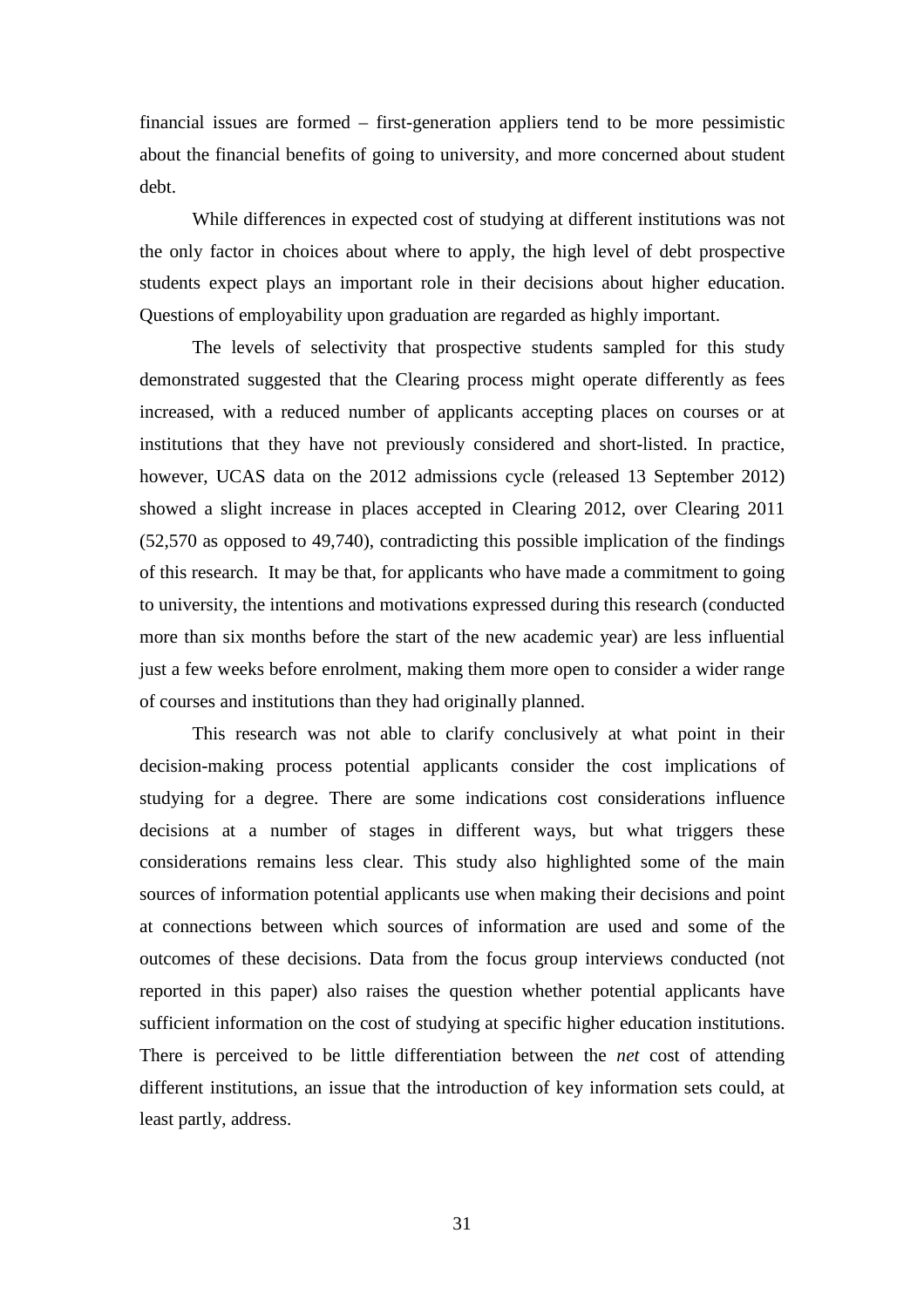financial issues are formed – first-generation appliers tend to be more pessimistic about the financial benefits of going to university, and more concerned about student debt.

While differences in expected cost of studying at different institutions was not the only factor in choices about where to apply, the high level of debt prospective students expect plays an important role in their decisions about higher education. Questions of employability upon graduation are regarded as highly important.

The levels of selectivity that prospective students sampled for this study demonstrated suggested that the Clearing process might operate differently as fees increased, with a reduced number of applicants accepting places on courses or at institutions that they have not previously considered and short-listed. In practice, however, UCAS data on the 2012 admissions cycle (released 13 September 2012) showed a slight increase in places accepted in Clearing 2012, over Clearing 2011 (52,570 as opposed to 49,740), contradicting this possible implication of the findings of this research. It may be that, for applicants who have made a commitment to going to university, the intentions and motivations expressed during this research (conducted more than six months before the start of the new academic year) are less influential just a few weeks before enrolment, making them more open to consider a wider range of courses and institutions than they had originally planned.

This research was not able to clarify conclusively at what point in their decision-making process potential applicants consider the cost implications of studying for a degree. There are some indications cost considerations influence decisions at a number of stages in different ways, but what triggers these considerations remains less clear. This study also highlighted some of the main sources of information potential applicants use when making their decisions and point at connections between which sources of information are used and some of the outcomes of these decisions. Data from the focus group interviews conducted (not reported in this paper) also raises the question whether potential applicants have sufficient information on the cost of studying at specific higher education institutions. There is perceived to be little differentiation between the *net* cost of attending different institutions, an issue that the introduction of key information sets could, at least partly, address.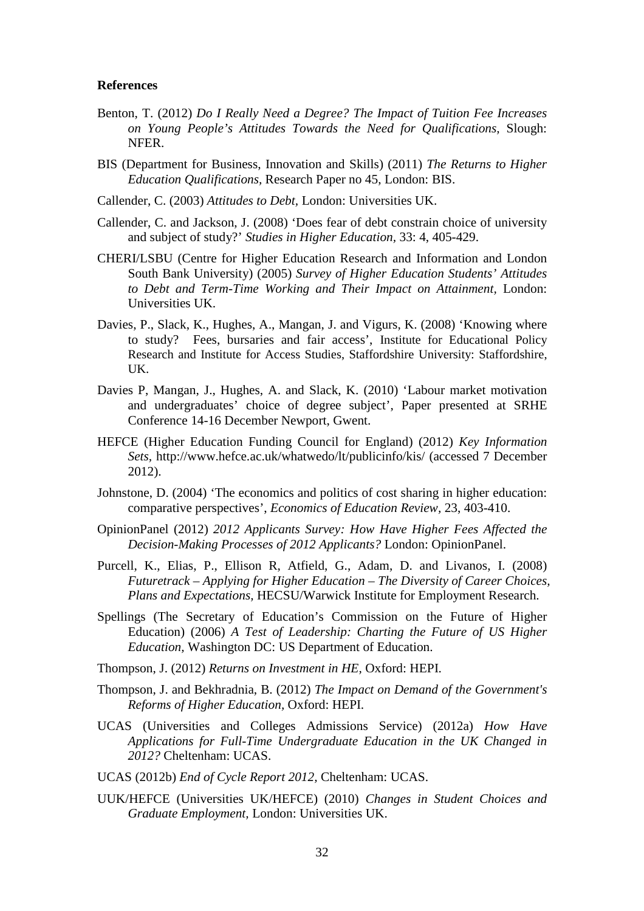**References**

Benton, T. (2012) *Do I Really Need a Degree? The Impact of Tuition Fee Increases on Young People's Attitudes Towards the Need for Qualifications,* Slough: NFER.

BIS (Department for Business, Innovation and Skills) (2011) *The Returns to Higher Education Qualifications,* Research Paper no 45, London: BIS.

Callender, C. (2003) *Attitudes to Debt*, London: Universities UK.

Callender, C. and Jackson, J. (2008) 'Does fear of debt constrain choice of university and subject of study?' *Studies in Higher Education*, 33: 4, 405-429.

CHERI/LSBU (Centre for Higher Education Research and Information and London South Bank University) (2005) *Survey of Higher Education Students' Attitudes to Debt and Term-Time Working and Their Impact on Attainment,* London: Universities UK.

Davies, P., Slack, K., Hughes, A., Mangan, J. and Vigurs, K. (2008) 'Knowing where to study? Fees, bursaries and fair access', Institute for Educational Policy Research and Institute for Access Studies, Staffordshire University: Staffordshire, UK.

Davies P, Mangan, J., Hughes, A. and Slack, K. (2010) 'Labour market motivation and undergraduates' choice of degree subject', Paper presented at SRHE Conference 14-16 December Newport, Gwent.

HEFCE (Higher Education Funding Council for England) (2012) *Key Information Sets,* http://www.hefce.ac.uk/whatwedo/lt/publicinfo/kis/ (accessed 7 December 2012).

Johnstone, D. (2004) 'The economics and politics of cost sharing in higher education: comparative perspectives', *Economics of Education Review*, 23, 403-410.

OpinionPanel (2012) *2012 Applicants Survey: How Have Higher Fees Affected the Decision-Making Processes of 2012 Applicants?* London: OpinionPanel.

Purcell, K., Elias, P., Ellison R, Atfield, G., Adam, D. and Livanos, I. (2008) *Futuretrack – Applying for Higher Education – The Diversity of Career Choices, Plans and Expectations,* HECSU/Warwick Institute for Employment Research.

Spellings (The Secretary of Education's Commission on the Future of Higher Education) (2006) *A Test of Leadership: Charting the Future of US Higher Education,* Washington DC: US Department of Education.

Thompson, J. (2012) *Returns on Investment in HE,* Oxford: HEPI.

Thompson, J. and Bekhradnia, B. (2012) *The Impact on Demand of the Government's Reforms of Higher Education,* Oxford: HEPI.

UCAS (Universities and Colleges Admissions Service) (2012a) *How Have Applications for Full-Time Undergraduate Education in the UK Changed in 2012?* Cheltenham: UCAS.

UCAS (2012b) *End of Cycle Report 2012,* Cheltenham: UCAS.

UUK/HEFCE (Universities UK/HEFCE) (2010) *Changes in Student Choices and Graduate Employment,* London: Universities UK.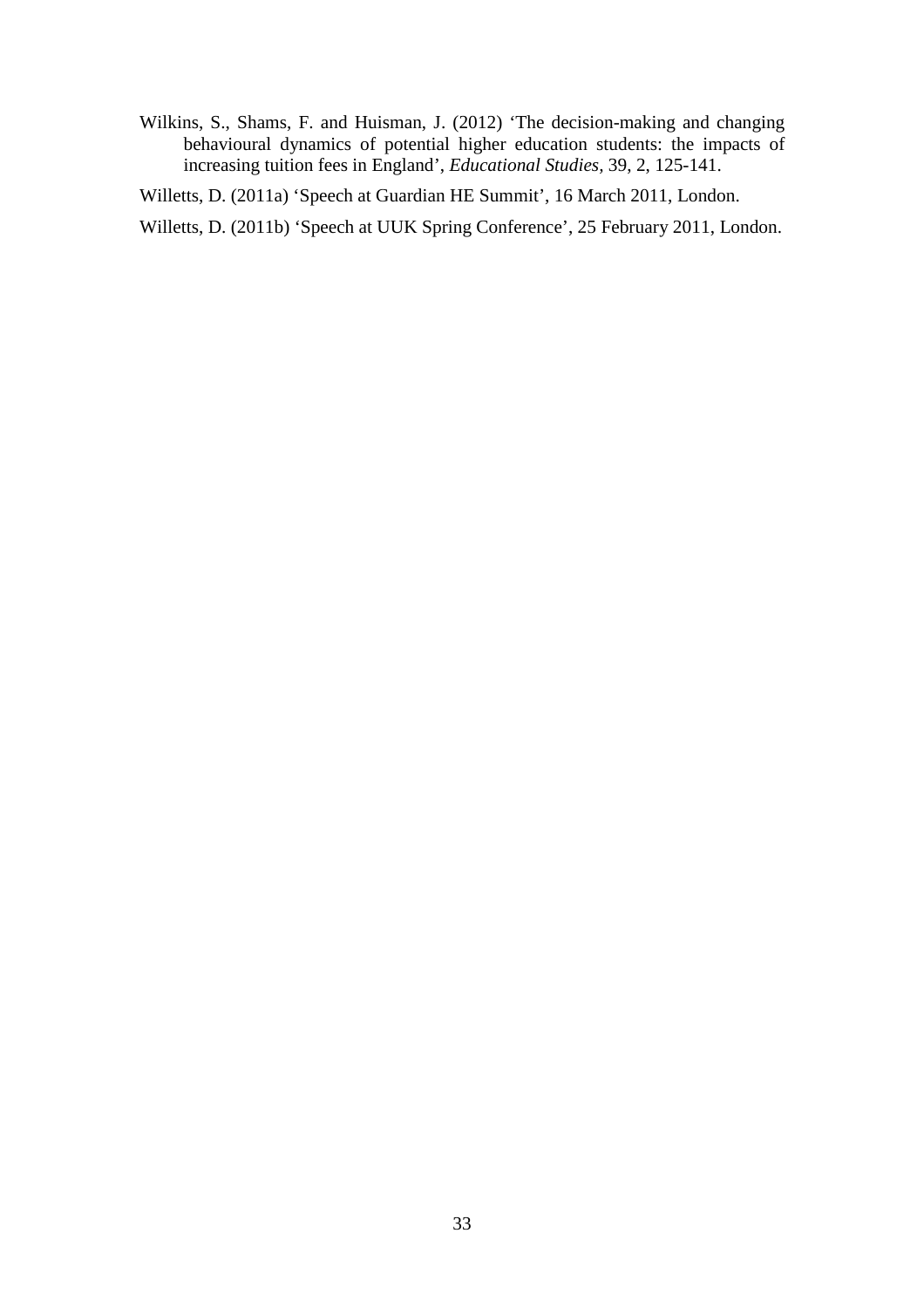Wilkins, S., Shams, F. and Huisman, J. (2012) 'The decision-making and changing behavioural dynamics of potential higher education students: the impacts of increasing tuition fees in England', *Educational Studies*, 39, 2, 125-141.

Willetts, D. (2011a) 'Speech at Guardian HE Summit', 16 March 2011, London.

Willetts, D. (2011b) 'Speech at UUK Spring Conference', 25 February 2011, London.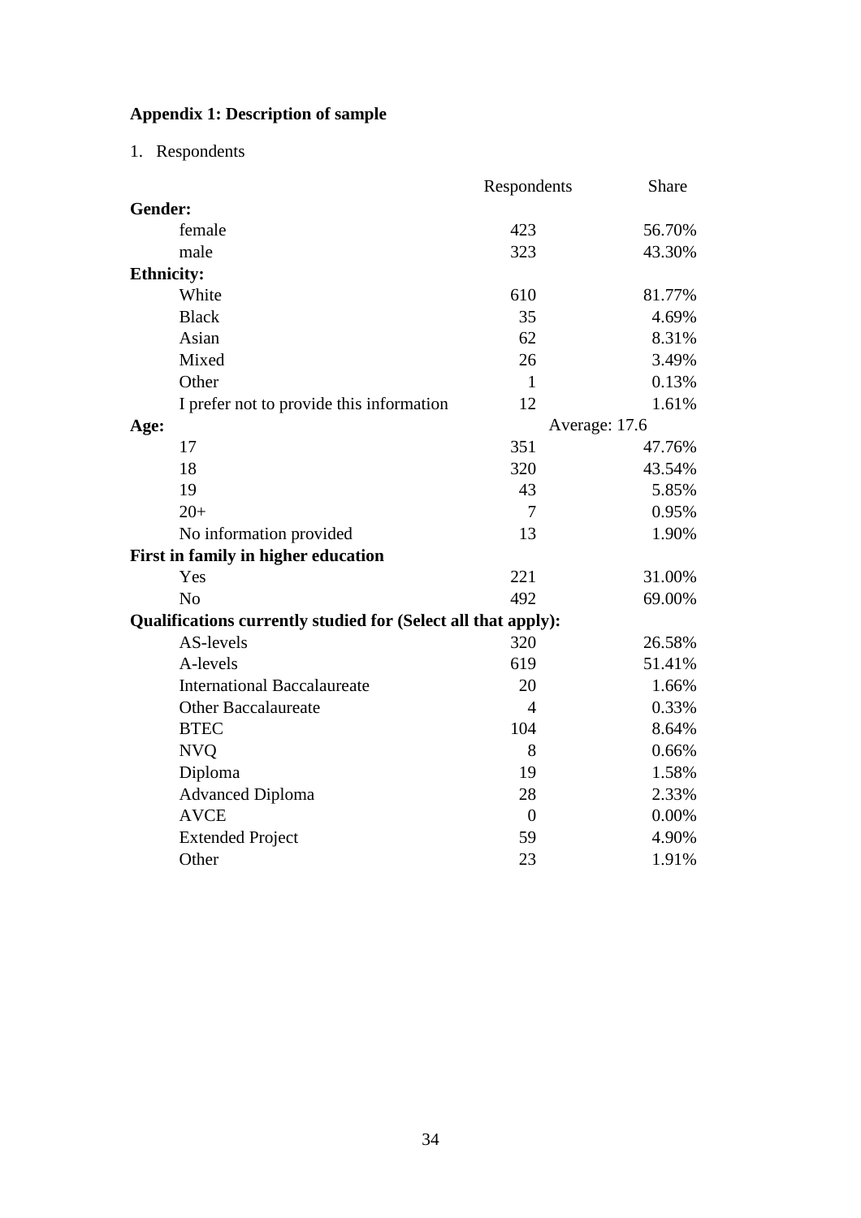**Appendix 1: Description of sample**

1. Respondents

| | Respondents | Share |
|---|---|---|
| **Gender:** | | |
| female | 423 | 56.70% |
| male | 323 | 43.30% |
| **Ethnicity:** | | |
| White | 610 | 81.77% |
| Black | 35 | 4.69% |
| Asian | 62 | 8.31% |
| Mixed | 26 | 3.49% |
| Other | 1 | 0.13% |
| I prefer not to provide this information | 12 | 1.61% |
| **Age:** | Average: 17.6 | |
| 17 | 351 | 47.76% |
| 18 | 320 | 43.54% |
| 19 | 43 | 5.85% |
| 20+ | 7 | 0.95% |
| No information provided | 13 | 1.90% |
| **First in family in higher education** | | |
| Yes | 221 | 31.00% |
| No | 492 | 69.00% |
| **Qualifications currently studied for (Select all that apply):** | | |
| AS-levels | 320 | 26.58% |
| A-levels | 619 | 51.41% |
| International Baccalaureate | 20 | 1.66% |
| Other Baccalaureate | 4 | 0.33% |
| BTEC | 104 | 8.64% |
| NVQ | 8 | 0.66% |
| Diploma | 19 | 1.58% |
| Advanced Diploma | 28 | 2.33% |
| AVCE | 0 | 0.00% |
| Extended Project | 59 | 4.90% |
| Other | 23 | 1.91% |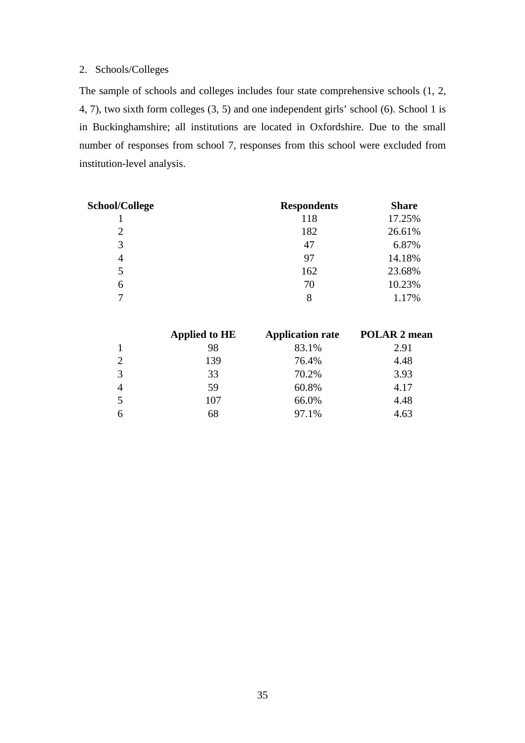2. Schools/Colleges

The sample of schools and colleges includes four state comprehensive schools (1, 2, 4, 7), two sixth form colleges (3, 5) and one independent girls' school (6). School 1 is in Buckinghamshire; all institutions are located in Oxfordshire. Due to the small number of responses from school 7, responses from this school were excluded from institution-level analysis.

| School/College | Respondents | Share |
|---|---|---|
| 1 | 118 | 17.25% |
| 2 | 182 | 26.61% |
| 3 | 47 | 6.87% |
| 4 | 97 | 14.18% |
| 5 | 162 | 23.68% |
| 6 | 70 | 10.23% |
| 7 | 8 | 1.17% |

| | Applied to HE | Application rate | POLAR 2 mean |
|---|---|---|---|
| 1 | 98 | 83.1% | 2.91 |
| 2 | 139 | 76.4% | 4.48 |
| 3 | 33 | 70.2% | 3.93 |
| 4 | 59 | 60.8% | 4.17 |
| 5 | 107 | 66.0% | 4.48 |
| 6 | 68 | 97.1% | 4.63 |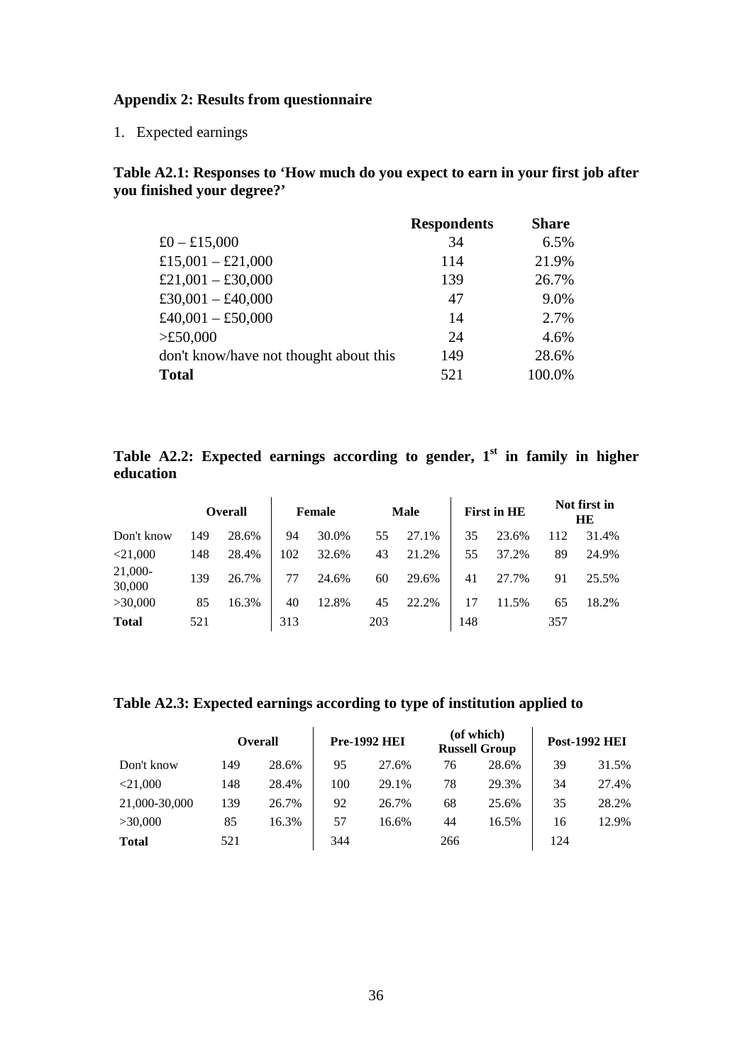## Appendix 2: Results from questionnaire

1. Expected earnings

**Table A2.1: Responses to 'How much do you expect to earn in your first job after you finished your degree?'**

| | Respondents | Share |
|---|---|---|
| £0 – £15,000 | 34 | 6.5% |
| £15,001 – £21,000 | 114 | 21.9% |
| £21,001 – £30,000 | 139 | 26.7% |
| £30,001 – £40,000 | 47 | 9.0% |
| £40,001 – £50,000 | 14 | 2.7% |
| >£50,000 | 24 | 4.6% |
| don't know/have not thought about this | 149 | 28.6% |
| **Total** | 521 | 100.0% |

**Table A2.2: Expected earnings according to gender, 1st in family in higher education**

| | Overall | | Female | | Male | | First in HE | | Not first in HE | |
|---|---|---|---|---|---|---|---|---|---|---|
| Don't know | 149 | 28.6% | 94 | 30.0% | 55 | 27.1% | 35 | 23.6% | 112 | 31.4% |
| <21,000 | 148 | 28.4% | 102 | 32.6% | 43 | 21.2% | 55 | 37.2% | 89 | 24.9% |
| 21,000-30,000 | 139 | 26.7% | 77 | 24.6% | 60 | 29.6% | 41 | 27.7% | 91 | 25.5% |
| >30,000 | 85 | 16.3% | 40 | 12.8% | 45 | 22.2% | 17 | 11.5% | 65 | 18.2% |
| **Total** | 521 | | 313 | | 203 | | 148 | | 357 | |

**Table A2.3: Expected earnings according to type of institution applied to**

| | Overall | | Pre-1992 HEI | | (of which) Russell Group | | Post-1992 HEI | |
|---|---|---|---|---|---|---|---|---|
| Don't know | 149 | 28.6% | 95 | 27.6% | 76 | 28.6% | 39 | 31.5% |
| <21,000 | 148 | 28.4% | 100 | 29.1% | 78 | 29.3% | 34 | 27.4% |
| 21,000-30,000 | 139 | 26.7% | 92 | 26.7% | 68 | 25.6% | 35 | 28.2% |
| >30,000 | 85 | 16.3% | 57 | 16.6% | 44 | 16.5% | 16 | 12.9% |
| **Total** | 521 | | 344 | | 266 | | 124 | |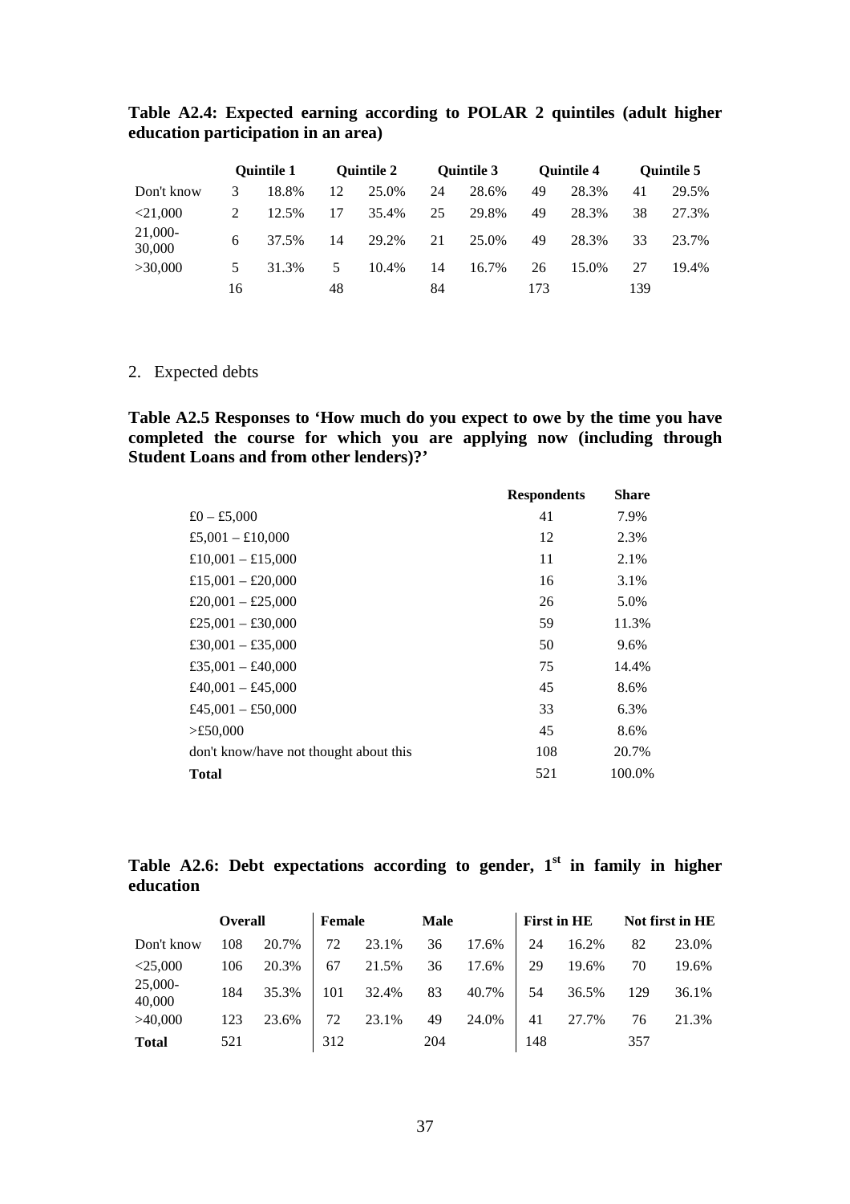**Table A2.4: Expected earning according to POLAR 2 quintiles (adult higher education participation in an area)**

| | Quintile 1 | | Quintile 2 | | Quintile 3 | | Quintile 4 | | Quintile 5 | |
|---|---|---|---|---|---|---|---|---|---|---|
| Don't know | 3 | 18.8% | 12 | 25.0% | 24 | 28.6% | 49 | 28.3% | 41 | 29.5% |
| <21,000 | 2 | 12.5% | 17 | 35.4% | 25 | 29.8% | 49 | 28.3% | 38 | 27.3% |
| 21,000-30,000 | 6 | 37.5% | 14 | 29.2% | 21 | 25.0% | 49 | 28.3% | 33 | 23.7% |
| >30,000 | 5 | 31.3% | 5 | 10.4% | 14 | 16.7% | 26 | 15.0% | 27 | 19.4% |
| | 16 | | 48 | | 84 | | 173 | | 139 | |

2. Expected debts

**Table A2.5 Responses to 'How much do you expect to owe by the time you have completed the course for which you are applying now (including through Student Loans and from other lenders)?'**

| | Respondents | Share |
|---|---|---|
| £0 – £5,000 | 41 | 7.9% |
| £5,001 – £10,000 | 12 | 2.3% |
| £10,001 – £15,000 | 11 | 2.1% |
| £15,001 – £20,000 | 16 | 3.1% |
| £20,001 – £25,000 | 26 | 5.0% |
| £25,001 – £30,000 | 59 | 11.3% |
| £30,001 – £35,000 | 50 | 9.6% |
| £35,001 – £40,000 | 75 | 14.4% |
| £40,001 – £45,000 | 45 | 8.6% |
| £45,001 – £50,000 | 33 | 6.3% |
| >£50,000 | 45 | 8.6% |
| don't know/have not thought about this | 108 | 20.7% |
| **Total** | 521 | 100.0% |

**Table A2.6: Debt expectations according to gender, 1st in family in higher education**

| | Overall | | Female | | Male | | First in HE | | Not first in HE | |
|---|---|---|---|---|---|---|---|---|---|---|
| Don't know | 108 | 20.7% | 72 | 23.1% | 36 | 17.6% | 24 | 16.2% | 82 | 23.0% |
| <25,000 | 106 | 20.3% | 67 | 21.5% | 36 | 17.6% | 29 | 19.6% | 70 | 19.6% |
| 25,000-40,000 | 184 | 35.3% | 101 | 32.4% | 83 | 40.7% | 54 | 36.5% | 129 | 36.1% |
| >40,000 | 123 | 23.6% | 72 | 23.1% | 49 | 24.0% | 41 | 27.7% | 76 | 21.3% |
| **Total** | 521 | | 312 | | 204 | | 148 | | 357 | |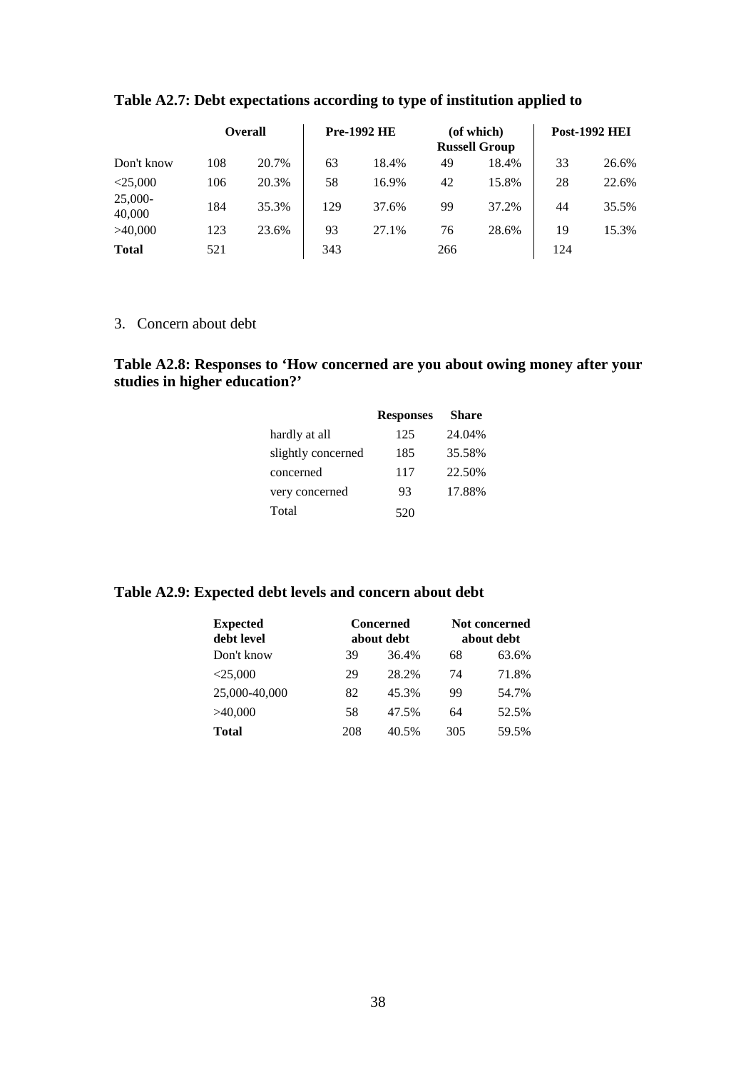**Table A2.7: Debt expectations according to type of institution applied to**

| | Overall | | Pre-1992 HE | | (of which) Russell Group | | Post-1992 HEI | |
|---|---|---|---|---|---|---|---|---|
| Don't know | 108 | 20.7% | 63 | 18.4% | 49 | 18.4% | 33 | 26.6% |
| <25,000 | 106 | 20.3% | 58 | 16.9% | 42 | 15.8% | 28 | 22.6% |
| 25,000-40,000 | 184 | 35.3% | 129 | 37.6% | 99 | 37.2% | 44 | 35.5% |
| >40,000 | 123 | 23.6% | 93 | 27.1% | 76 | 28.6% | 19 | 15.3% |
| **Total** | 521 | | 343 | | 266 | | 124 | |

3. Concern about debt

**Table A2.8: Responses to 'How concerned are you about owing money after your studies in higher education?'**

| | Responses | Share |
|---|---|---|
| hardly at all | 125 | 24.04% |
| slightly concerned | 185 | 35.58% |
| concerned | 117 | 22.50% |
| very concerned | 93 | 17.88% |
| Total | 520 | |

**Table A2.9: Expected debt levels and concern about debt**

| Expected debt level | Concerned about debt | | Not concerned about debt | |
|---|---|---|---|---|
| Don't know | 39 | 36.4% | 68 | 63.6% |
| <25,000 | 29 | 28.2% | 74 | 71.8% |
| 25,000-40,000 | 82 | 45.3% | 99 | 54.7% |
| >40,000 | 58 | 47.5% | 64 | 52.5% |
| **Total** | 208 | 40.5% | 305 | 59.5% |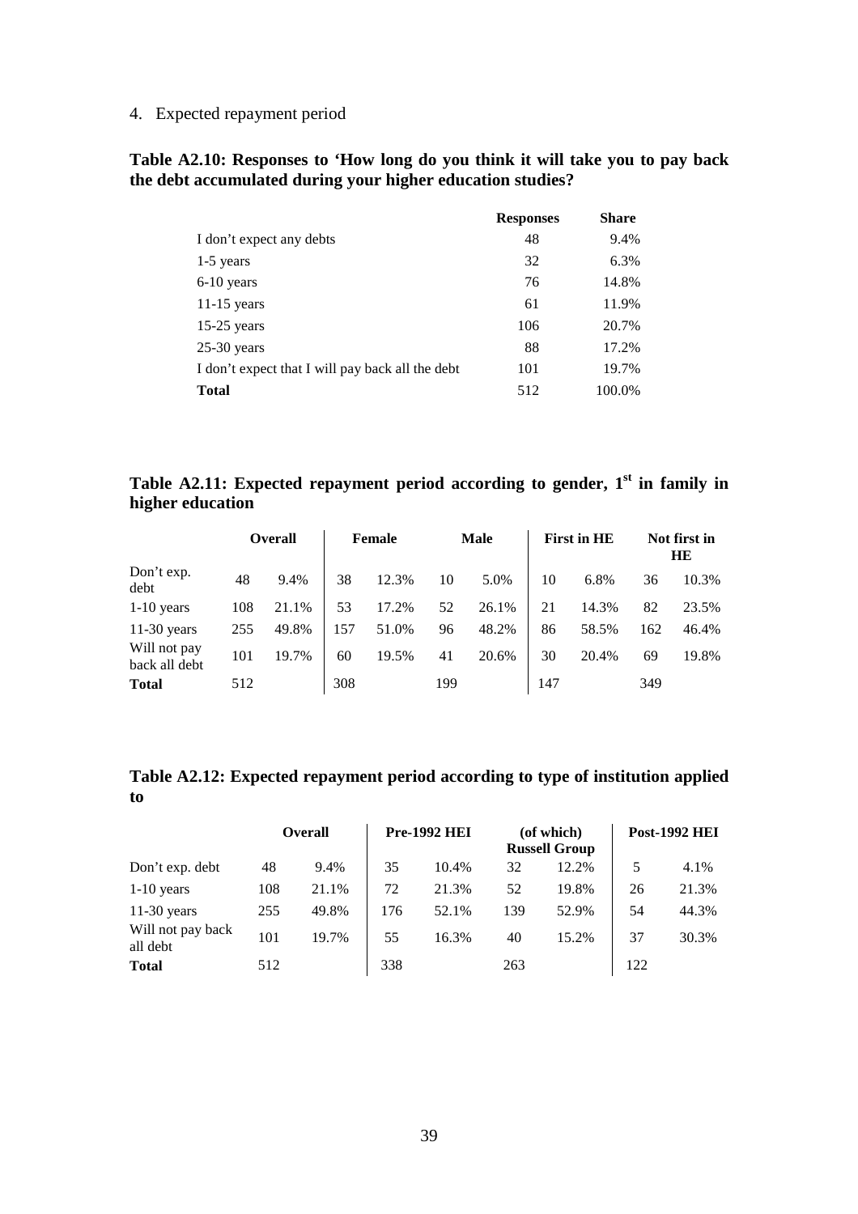4. Expected repayment period

**Table A2.10: Responses to 'How long do you think it will take you to pay back the debt accumulated during your higher education studies?**

| | Responses | Share |
|---|---|---|
| I don't expect any debts | 48 | 9.4% |
| 1-5 years | 32 | 6.3% |
| 6-10 years | 76 | 14.8% |
| 11-15 years | 61 | 11.9% |
| 15-25 years | 106 | 20.7% |
| 25-30 years | 88 | 17.2% |
| I don't expect that I will pay back all the debt | 101 | 19.7% |
| **Total** | 512 | 100.0% |

**Table A2.11: Expected repayment period according to gender, 1st in family in higher education**

| | Overall | | Female | | Male | | First in HE | | Not first in HE | |
|---|---|---|---|---|---|---|---|---|---|---|
| Don't exp. debt | 48 | 9.4% | 38 | 12.3% | 10 | 5.0% | 10 | 6.8% | 36 | 10.3% |
| 1-10 years | 108 | 21.1% | 53 | 17.2% | 52 | 26.1% | 21 | 14.3% | 82 | 23.5% |
| 11-30 years | 255 | 49.8% | 157 | 51.0% | 96 | 48.2% | 86 | 58.5% | 162 | 46.4% |
| Will not pay back all debt | 101 | 19.7% | 60 | 19.5% | 41 | 20.6% | 30 | 20.4% | 69 | 19.8% |
| **Total** | 512 | | 308 | | 199 | | 147 | | 349 | |

**Table A2.12: Expected repayment period according to type of institution applied to**

| | Overall | | Pre-1992 HEI | | (of which) Russell Group | | Post-1992 HEI | |
|---|---|---|---|---|---|---|---|---|
| Don't exp. debt | 48 | 9.4% | 35 | 10.4% | 32 | 12.2% | 5 | 4.1% |
| 1-10 years | 108 | 21.1% | 72 | 21.3% | 52 | 19.8% | 26 | 21.3% |
| 11-30 years | 255 | 49.8% | 176 | 52.1% | 139 | 52.9% | 54 | 44.3% |
| Will not pay back all debt | 101 | 19.7% | 55 | 16.3% | 40 | 15.2% | 37 | 30.3% |
| **Total** | 512 | | 338 | | 263 | | 122 | |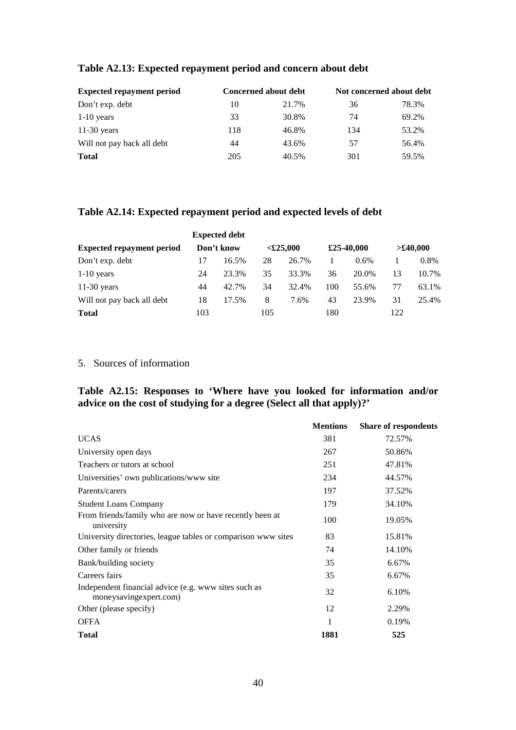### Table A2.13: Expected repayment period and concern about debt

| Expected repayment period | Concerned about debt | | Not concerned about debt | |
|---|---|---|---|---|
| Don't exp. debt | 10 | 21.7% | 36 | 78.3% |
| 1-10 years | 33 | 30.8% | 74 | 69.2% |
| 11-30 years | 118 | 46.8% | 134 | 53.2% |
| Will not pay back all debt | 44 | 43.6% | 57 | 56.4% |
| **Total** | 205 | 40.5% | 301 | 59.5% |

### Table A2.14: Expected repayment period and expected levels of debt

| | Expected debt | | | | | | | |
|---|---|---|---|---|---|---|---|---|
| **Expected repayment period** | Don't know | | <£25,000 | | £25-40,000 | | >£40,000 | |
| Don't exp. debt | 17 | 16.5% | 28 | 26.7% | 1 | 0.6% | 1 | 0.8% |
| 1-10 years | 24 | 23.3% | 35 | 33.3% | 36 | 20.0% | 13 | 10.7% |
| 11-30 years | 44 | 42.7% | 34 | 32.4% | 100 | 55.6% | 77 | 63.1% |
| Will not pay back all debt | 18 | 17.5% | 8 | 7.6% | 43 | 23.9% | 31 | 25.4% |
| **Total** | 103 | | 105 | | 180 | | 122 | |

5. Sources of information

### Table A2.15: Responses to 'Where have you looked for information and/or advice on the cost of studying for a degree (Select all that apply)?'

| | Mentions | Share of respondents |
|---|---|---|
| UCAS | 381 | 72.57% |
| University open days | 267 | 50.86% |
| Teachers or tutors at school | 251 | 47.81% |
| Universities' own publications/www site | 234 | 44.57% |
| Parents/carers | 197 | 37.52% |
| Student Loans Company | 179 | 34.10% |
| From friends/family who are now or have recently been at university | 100 | 19.05% |
| University directories, league tables or comparison www sites | 83 | 15.81% |
| Other family or friends | 74 | 14.10% |
| Bank/building society | 35 | 6.67% |
| Careers fairs | 35 | 6.67% |
| Independent financial advice (e.g. www sites such as moneysavingexpert.com) | 32 | 6.10% |
| Other (please specify) | 12 | 2.29% |
| OFFA | 1 | 0.19% |
| **Total** | **1881** | **525** |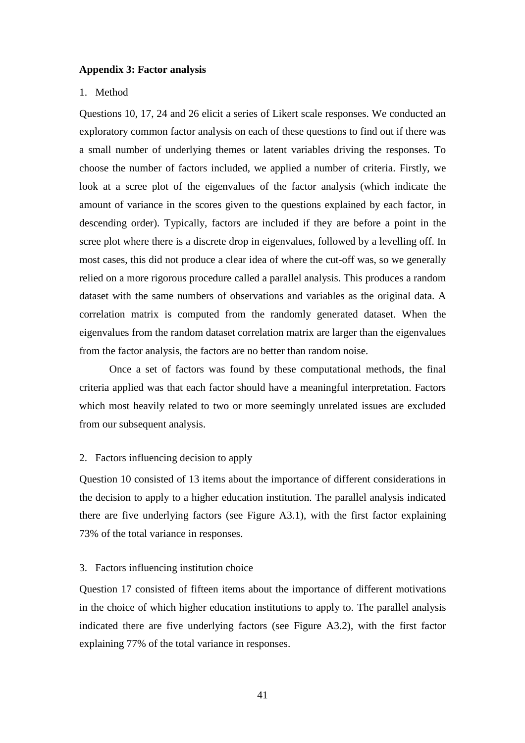**Appendix 3: Factor analysis**

1. Method

Questions 10, 17, 24 and 26 elicit a series of Likert scale responses. We conducted an exploratory common factor analysis on each of these questions to find out if there was a small number of underlying themes or latent variables driving the responses. To choose the number of factors included, we applied a number of criteria. Firstly, we look at a scree plot of the eigenvalues of the factor analysis (which indicate the amount of variance in the scores given to the questions explained by each factor, in descending order). Typically, factors are included if they are before a point in the scree plot where there is a discrete drop in eigenvalues, followed by a levelling off. In most cases, this did not produce a clear idea of where the cut-off was, so we generally relied on a more rigorous procedure called a parallel analysis. This produces a random dataset with the same numbers of observations and variables as the original data. A correlation matrix is computed from the randomly generated dataset. When the eigenvalues from the random dataset correlation matrix are larger than the eigenvalues from the factor analysis, the factors are no better than random noise.

Once a set of factors was found by these computational methods, the final criteria applied was that each factor should have a meaningful interpretation. Factors which most heavily related to two or more seemingly unrelated issues are excluded from our subsequent analysis.

2. Factors influencing decision to apply

Question 10 consisted of 13 items about the importance of different considerations in the decision to apply to a higher education institution. The parallel analysis indicated there are five underlying factors (see Figure A3.1), with the first factor explaining 73% of the total variance in responses.

3. Factors influencing institution choice

Question 17 consisted of fifteen items about the importance of different motivations in the choice of which higher education institutions to apply to. The parallel analysis indicated there are five underlying factors (see Figure A3.2), with the first factor explaining 77% of the total variance in responses.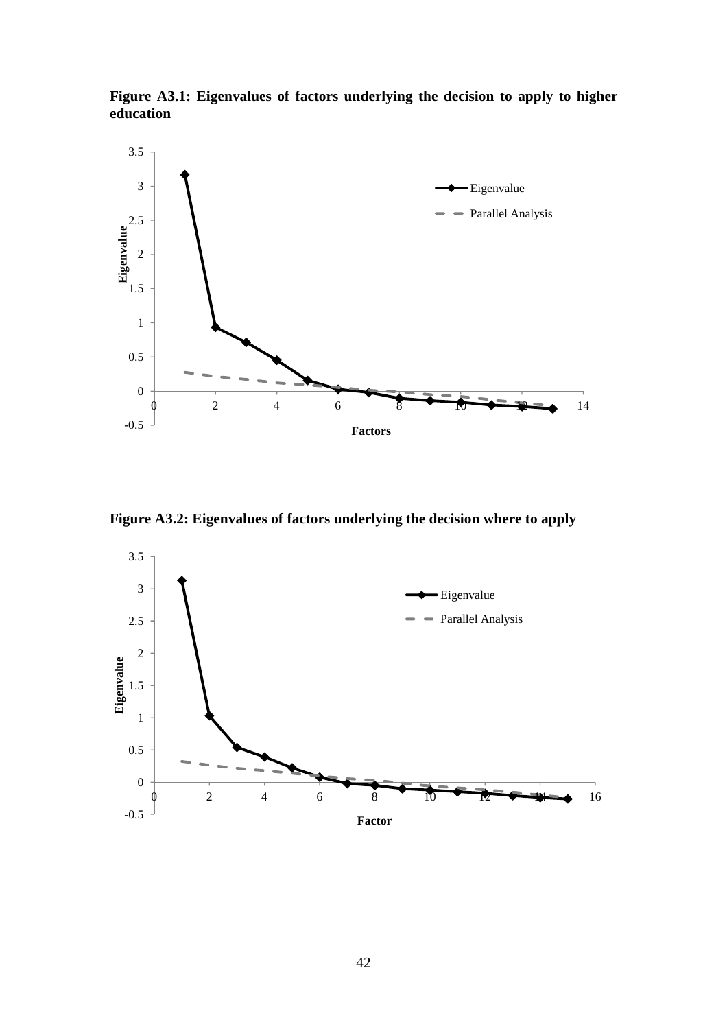**Figure A3.1: Eigenvalues of factors underlying the decision to apply to higher education**

**Figure A3.2: Eigenvalues of factors underlying the decision where to apply**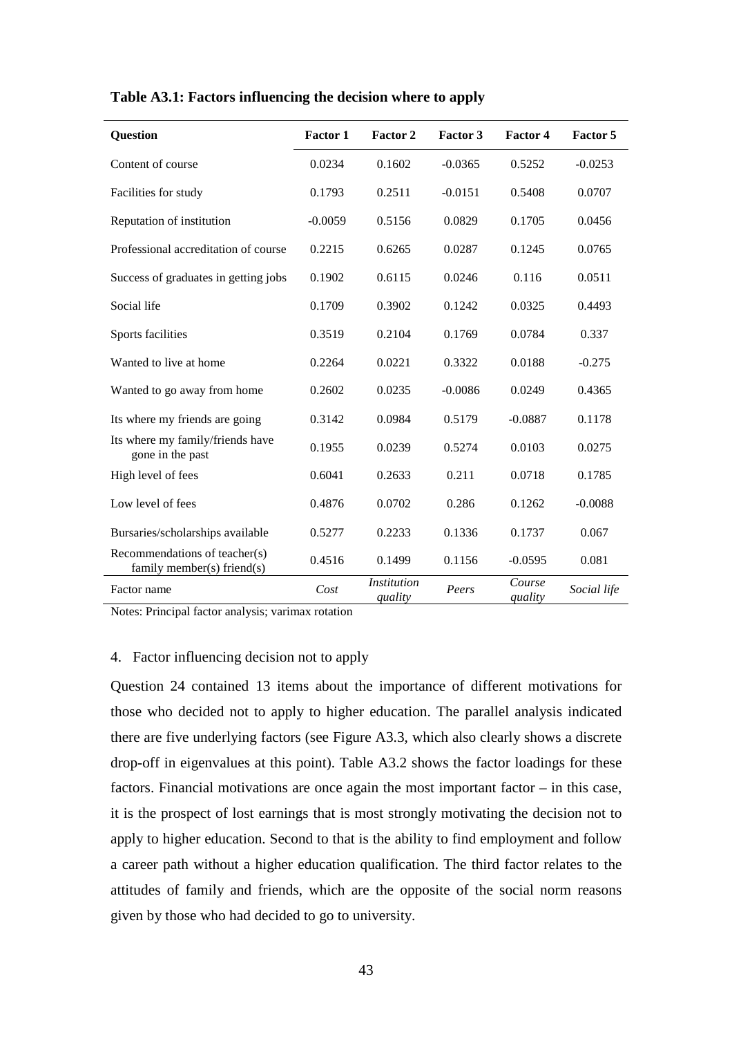**Table A3.1: Factors influencing the decision where to apply**

| Question | Factor 1 | Factor 2 | Factor 3 | Factor 4 | Factor 5 |
|---|---|---|---|---|---|
| Content of course | 0.0234 | 0.1602 | -0.0365 | 0.5252 | -0.0253 |
| Facilities for study | 0.1793 | 0.2511 | -0.0151 | 0.5408 | 0.0707 |
| Reputation of institution | -0.0059 | 0.5156 | 0.0829 | 0.1705 | 0.0456 |
| Professional accreditation of course | 0.2215 | 0.6265 | 0.0287 | 0.1245 | 0.0765 |
| Success of graduates in getting jobs | 0.1902 | 0.6115 | 0.0246 | 0.116 | 0.0511 |
| Social life | 0.1709 | 0.3902 | 0.1242 | 0.0325 | 0.4493 |
| Sports facilities | 0.3519 | 0.2104 | 0.1769 | 0.0784 | 0.337 |
| Wanted to live at home | 0.2264 | 0.0221 | 0.3322 | 0.0188 | -0.275 |
| Wanted to go away from home | 0.2602 | 0.0235 | -0.0086 | 0.0249 | 0.4365 |
| Its where my friends are going | 0.3142 | 0.0984 | 0.5179 | -0.0887 | 0.1178 |
| Its where my family/friends have gone in the past | 0.1955 | 0.0239 | 0.5274 | 0.0103 | 0.0275 |
| High level of fees | 0.6041 | 0.2633 | 0.211 | 0.0718 | 0.1785 |
| Low level of fees | 0.4876 | 0.0702 | 0.286 | 0.1262 | -0.0088 |
| Bursaries/scholarships available | 0.5277 | 0.2233 | 0.1336 | 0.1737 | 0.067 |
| Recommendations of teacher(s) family member(s) friend(s) | 0.4516 | 0.1499 | 0.1156 | -0.0595 | 0.081 |
| Factor name | *Cost* | *Institution quality* | *Peers* | *Course quality* | *Social life* |

Notes: Principal factor analysis; varimax rotation

4. Factor influencing decision not to apply

Question 24 contained 13 items about the importance of different motivations for those who decided not to apply to higher education. The parallel analysis indicated there are five underlying factors (see Figure A3.3, which also clearly shows a discrete drop-off in eigenvalues at this point). Table A3.2 shows the factor loadings for these factors. Financial motivations are once again the most important factor – in this case, it is the prospect of lost earnings that is most strongly motivating the decision not to apply to higher education. Second to that is the ability to find employment and follow a career path without a higher education qualification. The third factor relates to the attitudes of family and friends, which are the opposite of the social norm reasons given by those who had decided to go to university.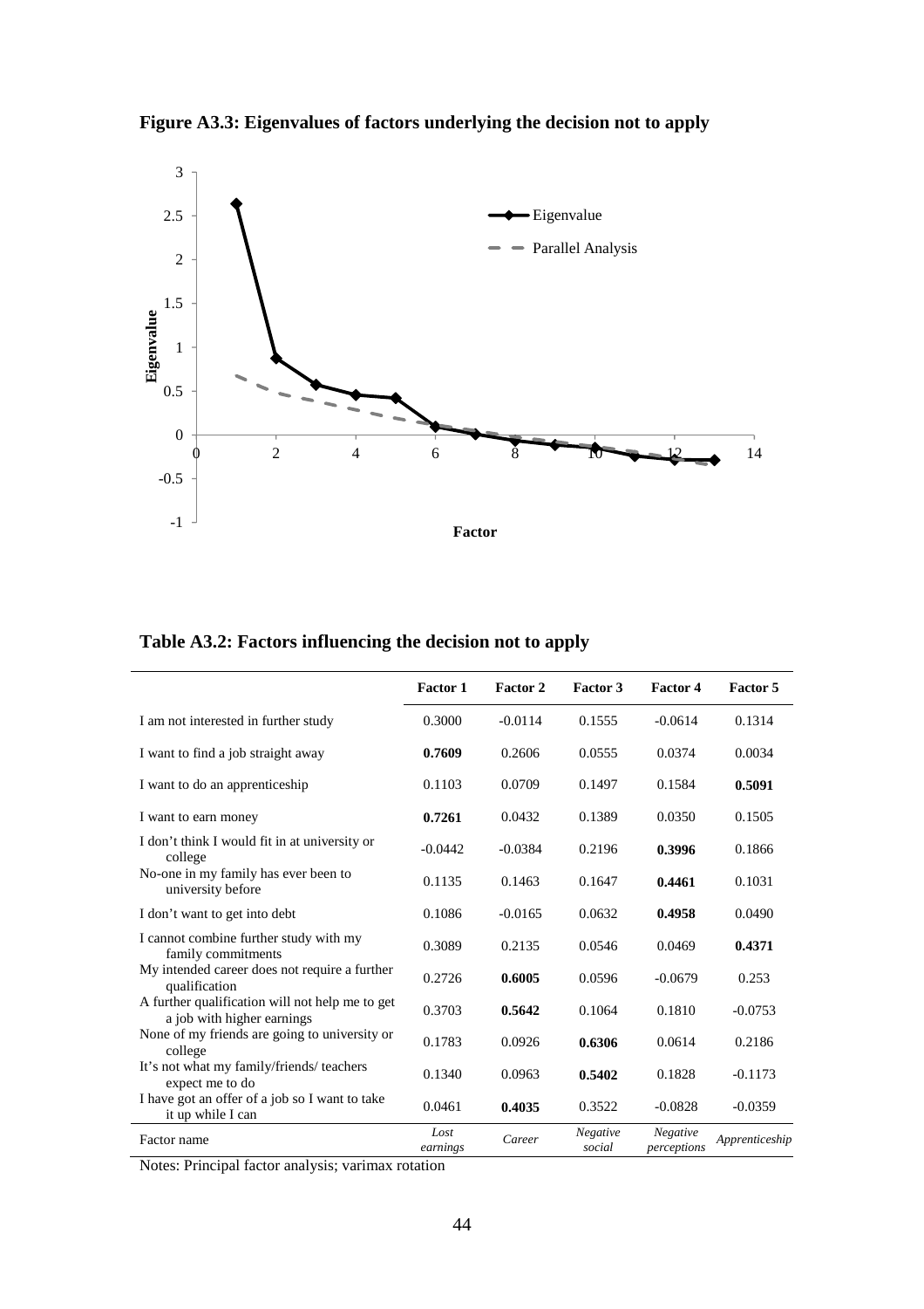**Figure A3.3: Eigenvalues of factors underlying the decision not to apply**

**Table A3.2: Factors influencing the decision not to apply**

| | Factor 1 | Factor 2 | Factor 3 | Factor 4 | Factor 5 |
|---|---|---|---|---|---|
| I am not interested in further study | 0.3000 | -0.0114 | 0.1555 | -0.0614 | 0.1314 |
| I want to find a job straight away | **0.7609** | 0.2606 | 0.0555 | 0.0374 | 0.0034 |
| I want to do an apprenticeship | 0.1103 | 0.0709 | 0.1497 | 0.1584 | **0.5091** |
| I want to earn money | **0.7261** | 0.0432 | 0.1389 | 0.0350 | 0.1505 |
| I don't think I would fit in at university or college | -0.0442 | -0.0384 | 0.2196 | **0.3996** | 0.1866 |
| No-one in my family has ever been to university before | 0.1135 | 0.1463 | 0.1647 | **0.4461** | 0.1031 |
| I don't want to get into debt | 0.1086 | -0.0165 | 0.0632 | **0.4958** | 0.0490 |
| I cannot combine further study with my family commitments | 0.3089 | 0.2135 | 0.0546 | 0.0469 | **0.4371** |
| My intended career does not require a further qualification | 0.2726 | **0.6005** | 0.0596 | -0.0679 | 0.253 |
| A further qualification will not help me to get a job with higher earnings | 0.3703 | **0.5642** | 0.1064 | 0.1810 | -0.0753 |
| None of my friends are going to university or college | 0.1783 | 0.0926 | **0.6306** | 0.0614 | 0.2186 |
| It's not what my family/friends/ teachers expect me to do | 0.1340 | 0.0963 | **0.5402** | 0.1828 | -0.1173 |
| I have got an offer of a job so I want to take it up while I can | 0.0461 | **0.4035** | 0.3522 | -0.0828 | -0.0359 |
| Factor name | *Lost earnings* | *Career* | *Negative social* | *Negative perceptions* | *Apprenticeship* |

Notes: Principal factor analysis; varimax rotation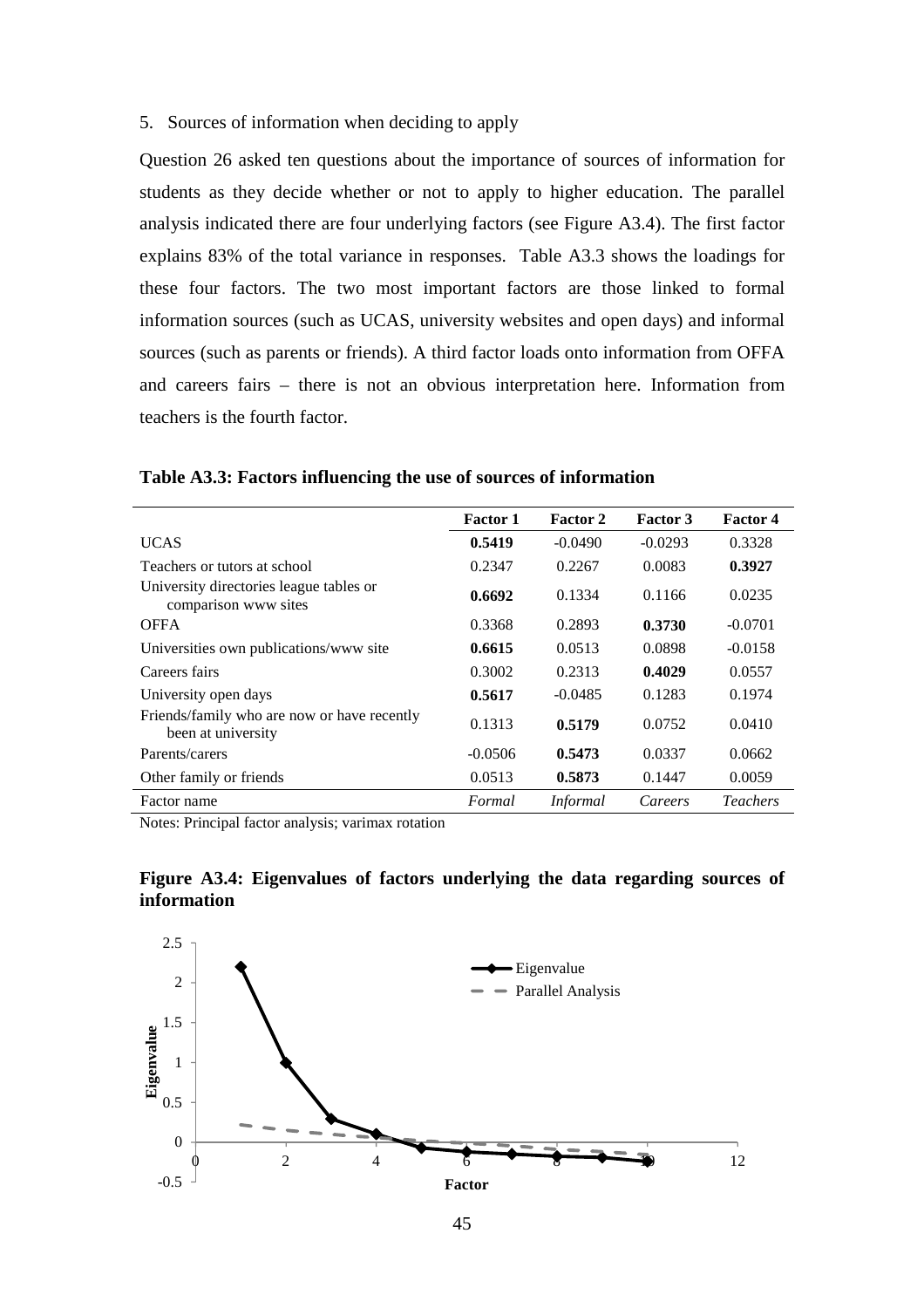5. Sources of information when deciding to apply

Question 26 asked ten questions about the importance of sources of information for students as they decide whether or not to apply to higher education. The parallel analysis indicated there are four underlying factors (see Figure A3.4). The first factor explains 83% of the total variance in responses. Table A3.3 shows the loadings for these four factors. The two most important factors are those linked to formal information sources (such as UCAS, university websites and open days) and informal sources (such as parents or friends). A third factor loads onto information from OFFA and careers fairs – there is not an obvious interpretation here. Information from teachers is the fourth factor.

**Table A3.3: Factors influencing the use of sources of information**

| | Factor 1 | Factor 2 | Factor 3 | Factor 4 |
|---|---|---|---|---|
| UCAS | **0.5419** | -0.0490 | -0.0293 | 0.3328 |
| Teachers or tutors at school | 0.2347 | 0.2267 | 0.0083 | **0.3927** |
| University directories league tables or comparison www sites | **0.6692** | 0.1334 | 0.1166 | 0.0235 |
| OFFA | 0.3368 | 0.2893 | **0.3730** | -0.0701 |
| Universities own publications/www site | **0.6615** | 0.0513 | 0.0898 | -0.0158 |
| Careers fairs | 0.3002 | 0.2313 | **0.4029** | 0.0557 |
| University open days | **0.5617** | -0.0485 | 0.1283 | 0.1974 |
| Friends/family who are now or have recently been at university | 0.1313 | **0.5179** | 0.0752 | 0.0410 |
| Parents/carers | -0.0506 | **0.5473** | 0.0337 | 0.0662 |
| Other family or friends | 0.0513 | **0.5873** | 0.1447 | 0.0059 |
| Factor name | *Formal* | *Informal* | *Careers* | *Teachers* |

Notes: Principal factor analysis; varimax rotation

**Figure A3.4: Eigenvalues of factors underlying the data regarding sources of information**

Eigenvalue
Parallel Analysis
Eigenvalue
Factor
2.5
2
1.5
1
0.5
0
-0.5
0
2
4
6
8
10
12